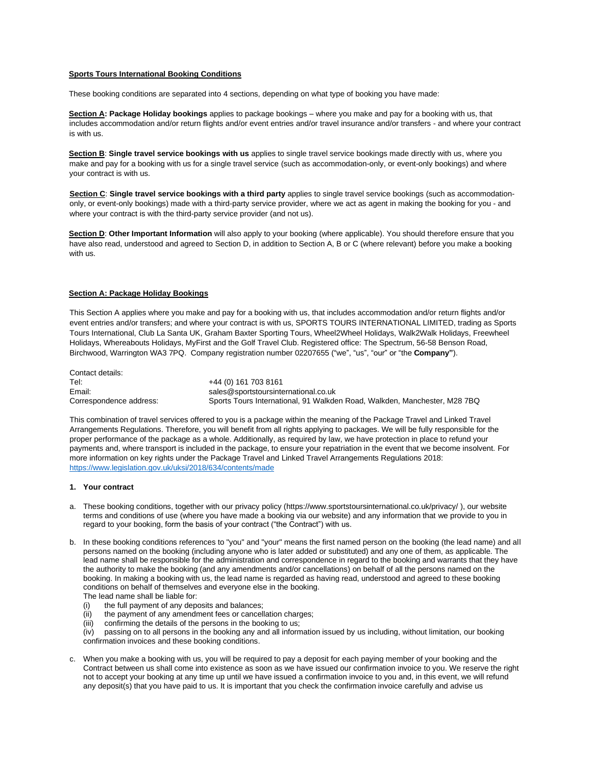**Sports Tours International Booking Conditions**

These booking conditions are separated into 4 sections, depending on what type of booking you have made:

**Section A: Package Holiday bookings** applies to package bookings – where you make and pay for a booking with us, that includes accommodation and/or return flights and/or event entries and/or travel insurance and/or transfers - and where your contract is with us.

**Section B**: **Single travel service bookings with us** applies to single travel service bookings made directly with us, where you make and pay for a booking with us for a single travel service (such as accommodation-only, or event-only bookings) and where your contract is with us.

**Section C**: **Single travel service bookings with a third party** applies to single travel service bookings (such as accommodation-only, or event-only bookings) made with a third-party service provider, where we act as agent in making the booking for you - and where your contract is with the third-party service provider (and not us).

**Section D**: **Other Important Information** will also apply to your booking (where applicable). You should therefore ensure that you have also read, understood and agreed to Section D, in addition to Section A, B or C (where relevant) before you make a booking with us.

## Section A: Package Holiday Bookings

This Section A applies where you make and pay for a booking with us, that includes accommodation and/or return flights and/or event entries and/or transfers; and where your contract is with us, SPORTS TOURS INTERNATIONAL LIMITED, trading as Sports Tours International, Club La Santa UK, Graham Baxter Sporting Tours, Wheel2Wheel Holidays, Walk2Walk Holidays, Freewheel Holidays, Whereabouts Holidays, MyFirst and the Golf Travel Club. Registered office: The Spectrum, 56-58 Benson Road, Birchwood, Warrington WA3 7PQ. Company registration number 02207655 ("we", "us", "our" or "the **Company"**).

Contact details:

| | |
|---|---|
| Tel: | +44 (0) 161 703 8161 |
| Email: | sales@sportstoursinternational.co.uk |
| Correspondence address: | Sports Tours International, 91 Walkden Road, Walkden, Manchester, M28 7BQ |

This combination of travel services offered to you is a package within the meaning of the Package Travel and Linked Travel Arrangements Regulations. Therefore, you will benefit from all rights applying to packages. We will be fully responsible for the proper performance of the package as a whole. Additionally, as required by law, we have protection in place to refund your payments and, where transport is included in the package, to ensure your repatriation in the event that we become insolvent. For more information on key rights under the Package Travel and Linked Travel Arrangements Regulations 2018: https://www.legislation.gov.uk/uksi/2018/634/contents/made

### 1. Your contract

a. These booking conditions, together with our privacy policy (https://www.sportstoursinternational.co.uk/privacy/ ), our website terms and conditions of use (where you have made a booking via our website) and any information that we provide to you in regard to your booking, form the basis of your contract ("the Contract") with us.

b. In these booking conditions references to "you" and "your" means the first named person on the booking (the lead name) and all persons named on the booking (including anyone who is later added or substituted) and any one of them, as applicable. The lead name shall be responsible for the administration and correspondence in regard to the booking and warrants that they have the authority to make the booking (and any amendments and/or cancellations) on behalf of all the persons named on the booking. In making a booking with us, the lead name is regarded as having read, understood and agreed to these booking conditions on behalf of themselves and everyone else in the booking.
The lead name shall be liable for:
(i) the full payment of any deposits and balances;
(ii) the payment of any amendment fees or cancellation charges;
(iii) confirming the details of the persons in the booking to us;
(iv) passing on to all persons in the booking any and all information issued by us including, without limitation, our booking confirmation invoices and these booking conditions.

c. When you make a booking with us, you will be required to pay a deposit for each paying member of your booking and the Contract between us shall come into existence as soon as we have issued our confirmation invoice to you. We reserve the right not to accept your booking at any time up until we have issued a confirmation invoice to you and, in this event, we will refund any deposit(s) that you have paid to us. It is important that you check the confirmation invoice carefully and advise us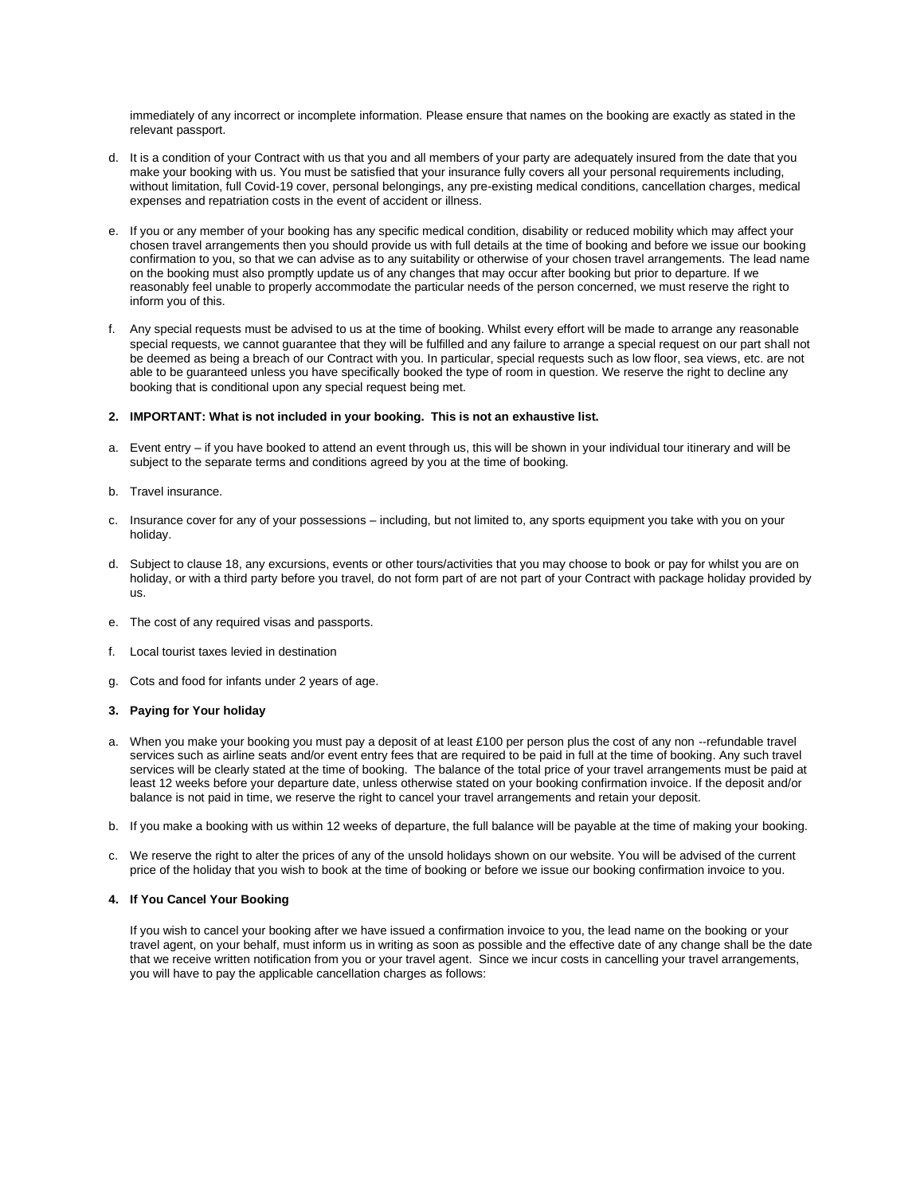immediately of any incorrect or incomplete information. Please ensure that names on the booking are exactly as stated in the relevant passport.

d. It is a condition of your Contract with us that you and all members of your party are adequately insured from the date that you make your booking with us. You must be satisfied that your insurance fully covers all your personal requirements including, without limitation, full Covid-19 cover, personal belongings, any pre-existing medical conditions, cancellation charges, medical expenses and repatriation costs in the event of accident or illness.

e. If you or any member of your booking has any specific medical condition, disability or reduced mobility which may affect your chosen travel arrangements then you should provide us with full details at the time of booking and before we issue our booking confirmation to you, so that we can advise as to any suitability or otherwise of your chosen travel arrangements. The lead name on the booking must also promptly update us of any changes that may occur after booking but prior to departure. If we reasonably feel unable to properly accommodate the particular needs of the person concerned, we must reserve the right to inform you of this.

f. Any special requests must be advised to us at the time of booking. Whilst every effort will be made to arrange any reasonable special requests, we cannot guarantee that they will be fulfilled and any failure to arrange a special request on our part shall not be deemed as being a breach of our Contract with you. In particular, special requests such as low floor, sea views, etc. are not able to be guaranteed unless you have specifically booked the type of room in question. We reserve the right to decline any booking that is conditional upon any special request being met.

**2. IMPORTANT: What is not included in your booking. This is not an exhaustive list.**

a. Event entry – if you have booked to attend an event through us, this will be shown in your individual tour itinerary and will be subject to the separate terms and conditions agreed by you at the time of booking.

b. Travel insurance.

c. Insurance cover for any of your possessions – including, but not limited to, any sports equipment you take with you on your holiday.

d. Subject to clause 18, any excursions, events or other tours/activities that you may choose to book or pay for whilst you are on holiday, or with a third party before you travel, do not form part of are not part of your Contract with package holiday provided by us.

e. The cost of any required visas and passports.

f. Local tourist taxes levied in destination

g. Cots and food for infants under 2 years of age.

**3. Paying for Your holiday**

a. When you make your booking you must pay a deposit of at least £100 per person plus the cost of any non --refundable travel services such as airline seats and/or event entry fees that are required to be paid in full at the time of booking. Any such travel services will be clearly stated at the time of booking. The balance of the total price of your travel arrangements must be paid at least 12 weeks before your departure date, unless otherwise stated on your booking confirmation invoice. If the deposit and/or balance is not paid in time, we reserve the right to cancel your travel arrangements and retain your deposit.

b. If you make a booking with us within 12 weeks of departure, the full balance will be payable at the time of making your booking.

c. We reserve the right to alter the prices of any of the unsold holidays shown on our website. You will be advised of the current price of the holiday that you wish to book at the time of booking or before we issue our booking confirmation invoice to you.

**4. If You Cancel Your Booking**

If you wish to cancel your booking after we have issued a confirmation invoice to you, the lead name on the booking or your travel agent, on your behalf, must inform us in writing as soon as possible and the effective date of any change shall be the date that we receive written notification from you or your travel agent. Since we incur costs in cancelling your travel arrangements, you will have to pay the applicable cancellation charges as follows: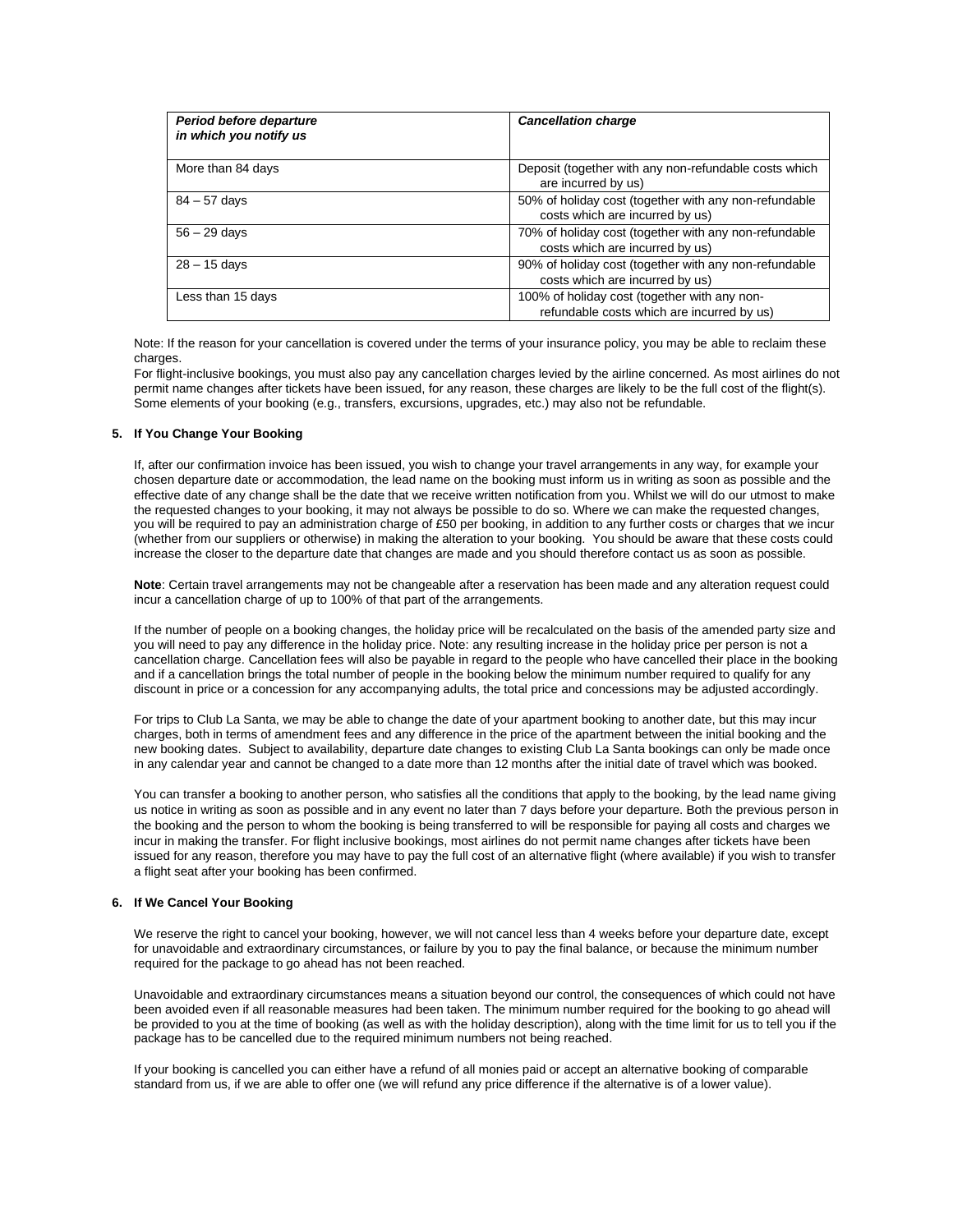| *Period before departure in which you notify us* | *Cancellation charge* |
|---|---|
| More than 84 days | Deposit (together with any non-refundable costs which are incurred by us) |
| 84 – 57 days | 50% of holiday cost (together with any non-refundable costs which are incurred by us) |
| 56 – 29 days | 70% of holiday cost (together with any non-refundable costs which are incurred by us) |
| 28 – 15 days | 90% of holiday cost (together with any non-refundable costs which are incurred by us) |
| Less than 15 days | 100% of holiday cost (together with any non-refundable costs which are incurred by us) |

Note: If the reason for your cancellation is covered under the terms of your insurance policy, you may be able to reclaim these charges.
For flight-inclusive bookings, you must also pay any cancellation charges levied by the airline concerned. As most airlines do not permit name changes after tickets have been issued, for any reason, these charges are likely to be the full cost of the flight(s). Some elements of your booking (e.g., transfers, excursions, upgrades, etc.) may also not be refundable.

**5. If You Change Your Booking**

If, after our confirmation invoice has been issued, you wish to change your travel arrangements in any way, for example your chosen departure date or accommodation, the lead name on the booking must inform us in writing as soon as possible and the effective date of any change shall be the date that we receive written notification from you. Whilst we will do our utmost to make the requested changes to your booking, it may not always be possible to do so. Where we can make the requested changes, you will be required to pay an administration charge of £50 per booking, in addition to any further costs or charges that we incur (whether from our suppliers or otherwise) in making the alteration to your booking. You should be aware that these costs could increase the closer to the departure date that changes are made and you should therefore contact us as soon as possible.

**Note**: Certain travel arrangements may not be changeable after a reservation has been made and any alteration request could incur a cancellation charge of up to 100% of that part of the arrangements.

If the number of people on a booking changes, the holiday price will be recalculated on the basis of the amended party size and you will need to pay any difference in the holiday price. Note: any resulting increase in the holiday price per person is not a cancellation charge. Cancellation fees will also be payable in regard to the people who have cancelled their place in the booking and if a cancellation brings the total number of people in the booking below the minimum number required to qualify for any discount in price or a concession for any accompanying adults, the total price and concessions may be adjusted accordingly.

For trips to Club La Santa, we may be able to change the date of your apartment booking to another date, but this may incur charges, both in terms of amendment fees and any difference in the price of the apartment between the initial booking and the new booking dates. Subject to availability, departure date changes to existing Club La Santa bookings can only be made once in any calendar year and cannot be changed to a date more than 12 months after the initial date of travel which was booked.

You can transfer a booking to another person, who satisfies all the conditions that apply to the booking, by the lead name giving us notice in writing as soon as possible and in any event no later than 7 days before your departure. Both the previous person in the booking and the person to whom the booking is being transferred to will be responsible for paying all costs and charges we incur in making the transfer. For flight inclusive bookings, most airlines do not permit name changes after tickets have been issued for any reason, therefore you may have to pay the full cost of an alternative flight (where available) if you wish to transfer a flight seat after your booking has been confirmed.

**6. If We Cancel Your Booking**

We reserve the right to cancel your booking, however, we will not cancel less than 4 weeks before your departure date, except for unavoidable and extraordinary circumstances, or failure by you to pay the final balance, or because the minimum number required for the package to go ahead has not been reached.

Unavoidable and extraordinary circumstances means a situation beyond our control, the consequences of which could not have been avoided even if all reasonable measures had been taken. The minimum number required for the booking to go ahead will be provided to you at the time of booking (as well as with the holiday description), along with the time limit for us to tell you if the package has to be cancelled due to the required minimum numbers not being reached.

If your booking is cancelled you can either have a refund of all monies paid or accept an alternative booking of comparable standard from us, if we are able to offer one (we will refund any price difference if the alternative is of a lower value).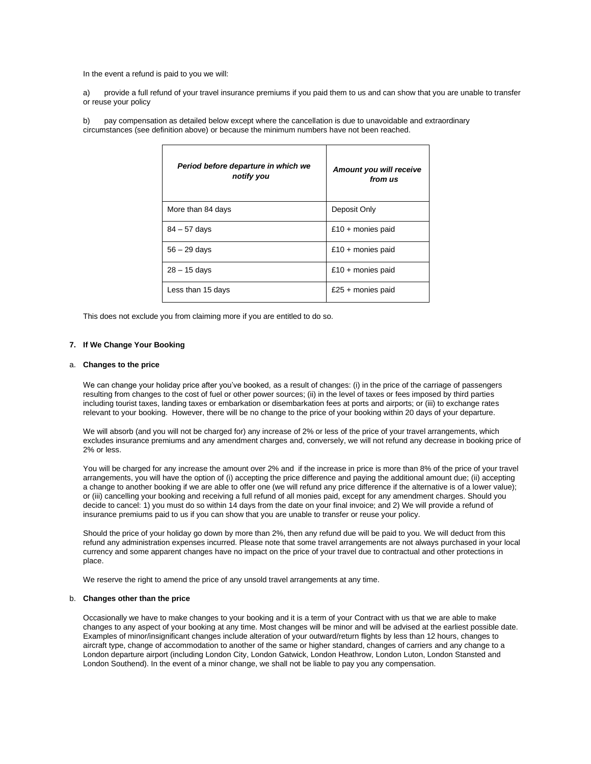In the event a refund is paid to you we will:

a) provide a full refund of your travel insurance premiums if you paid them to us and can show that you are unable to transfer or reuse your policy

b) pay compensation as detailed below except where the cancellation is due to unavoidable and extraordinary circumstances (see definition above) or because the minimum numbers have not been reached.

| ***Period before departure in which we notify you*** | ***Amount you will receive from us*** |
|---|---|
| More than 84 days | Deposit Only |
| 84 – 57 days | £10 + monies paid |
| 56 – 29 days | £10 + monies paid |
| 28 – 15 days | £10 + monies paid |
| Less than 15 days | £25 + monies paid |

This does not exclude you from claiming more if you are entitled to do so.

## 7. If We Change Your Booking

### a. Changes to the price

We can change your holiday price after you've booked, as a result of changes: (i) in the price of the carriage of passengers resulting from changes to the cost of fuel or other power sources; (ii) in the level of taxes or fees imposed by third parties including tourist taxes, landing taxes or embarkation or disembarkation fees at ports and airports; or (iii) to exchange rates relevant to your booking. However, there will be no change to the price of your booking within 20 days of your departure.

We will absorb (and you will not be charged for) any increase of 2% or less of the price of your travel arrangements, which excludes insurance premiums and any amendment charges and, conversely, we will not refund any decrease in booking price of 2% or less.

You will be charged for any increase the amount over 2% and if the increase in price is more than 8% of the price of your travel arrangements, you will have the option of (i) accepting the price difference and paying the additional amount due; (ii) accepting a change to another booking if we are able to offer one (we will refund any price difference if the alternative is of a lower value); or (iii) cancelling your booking and receiving a full refund of all monies paid, except for any amendment charges. Should you decide to cancel: 1) you must do so within 14 days from the date on your final invoice; and 2) We will provide a refund of insurance premiums paid to us if you can show that you are unable to transfer or reuse your policy.

Should the price of your holiday go down by more than 2%, then any refund due will be paid to you. We will deduct from this refund any administration expenses incurred. Please note that some travel arrangements are not always purchased in your local currency and some apparent changes have no impact on the price of your travel due to contractual and other protections in place.

We reserve the right to amend the price of any unsold travel arrangements at any time.

### b. Changes other than the price

Occasionally we have to make changes to your booking and it is a term of your Contract with us that we are able to make changes to any aspect of your booking at any time. Most changes will be minor and will be advised at the earliest possible date. Examples of minor/insignificant changes include alteration of your outward/return flights by less than 12 hours, changes to aircraft type, change of accommodation to another of the same or higher standard, changes of carriers and any change to a London departure airport (including London City, London Gatwick, London Heathrow, London Luton, London Stansted and London Southend). In the event of a minor change, we shall not be liable to pay you any compensation.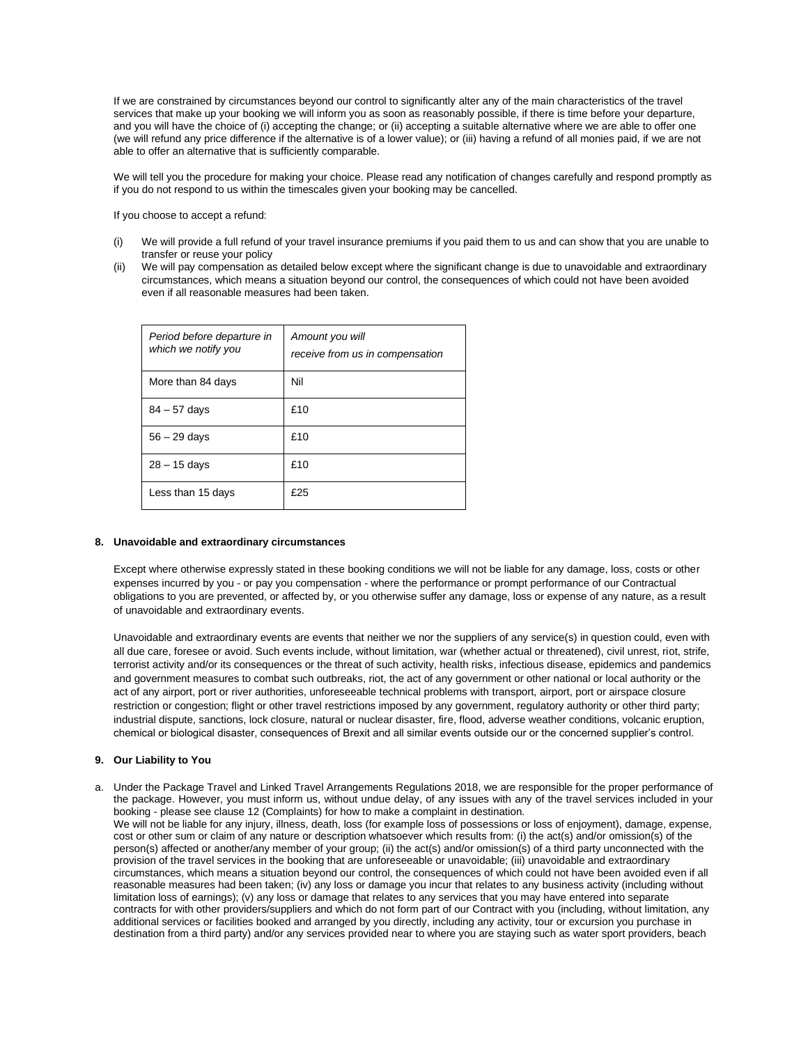If we are constrained by circumstances beyond our control to significantly alter any of the main characteristics of the travel services that make up your booking we will inform you as soon as reasonably possible, if there is time before your departure, and you will have the choice of (i) accepting the change; or (ii) accepting a suitable alternative where we are able to offer one (we will refund any price difference if the alternative is of a lower value); or (iii) having a refund of all monies paid, if we are not able to offer an alternative that is sufficiently comparable.

We will tell you the procedure for making your choice. Please read any notification of changes carefully and respond promptly as if you do not respond to us within the timescales given your booking may be cancelled.

If you choose to accept a refund:

(i) We will provide a full refund of your travel insurance premiums if you paid them to us and can show that you are unable to transfer or reuse your policy

(ii) We will pay compensation as detailed below except where the significant change is due to unavoidable and extraordinary circumstances, which means a situation beyond our control, the consequences of which could not have been avoided even if all reasonable measures had been taken.

| *Period before departure in which we notify you* | *Amount you will receive from us in compensation* |
|---|---|
| More than 84 days | Nil |
| 84 – 57 days | £10 |
| 56 – 29 days | £10 |
| 28 – 15 days | £10 |
| Less than 15 days | £25 |

## 8. Unavoidable and extraordinary circumstances

Except where otherwise expressly stated in these booking conditions we will not be liable for any damage, loss, costs or other expenses incurred by you - or pay you compensation - where the performance or prompt performance of our Contractual obligations to you are prevented, or affected by, or you otherwise suffer any damage, loss or expense of any nature, as a result of unavoidable and extraordinary events.

Unavoidable and extraordinary events are events that neither we nor the suppliers of any service(s) in question could, even with all due care, foresee or avoid. Such events include, without limitation, war (whether actual or threatened), civil unrest, riot, strife, terrorist activity and/or its consequences or the threat of such activity, health risks, infectious disease, epidemics and pandemics and government measures to combat such outbreaks, riot, the act of any government or other national or local authority or the act of any airport, port or river authorities, unforeseeable technical problems with transport, airport, port or airspace closure restriction or congestion; flight or other travel restrictions imposed by any government, regulatory authority or other third party; industrial dispute, sanctions, lock closure, natural or nuclear disaster, fire, flood, adverse weather conditions, volcanic eruption, chemical or biological disaster, consequences of Brexit and all similar events outside our or the concerned supplier's control.

## 9. Our Liability to You

a. Under the Package Travel and Linked Travel Arrangements Regulations 2018, we are responsible for the proper performance of the package. However, you must inform us, without undue delay, of any issues with any of the travel services included in your booking - please see clause 12 (Complaints) for how to make a complaint in destination.
We will not be liable for any injury, illness, death, loss (for example loss of possessions or loss of enjoyment), damage, expense, cost or other sum or claim of any nature or description whatsoever which results from: (i) the act(s) and/or omission(s) of the person(s) affected or another/any member of your group; (ii) the act(s) and/or omission(s) of a third party unconnected with the provision of the travel services in the booking that are unforeseeable or unavoidable; (iii) unavoidable and extraordinary circumstances, which means a situation beyond our control, the consequences of which could not have been avoided even if all reasonable measures had been taken; (iv) any loss or damage you incur that relates to any business activity (including without limitation loss of earnings); (v) any loss or damage that relates to any services that you may have entered into separate contracts for with other providers/suppliers and which do not form part of our Contract with you (including, without limitation, any additional services or facilities booked and arranged by you directly, including any activity, tour or excursion you purchase in destination from a third party) and/or any services provided near to where you are staying such as water sport providers, beach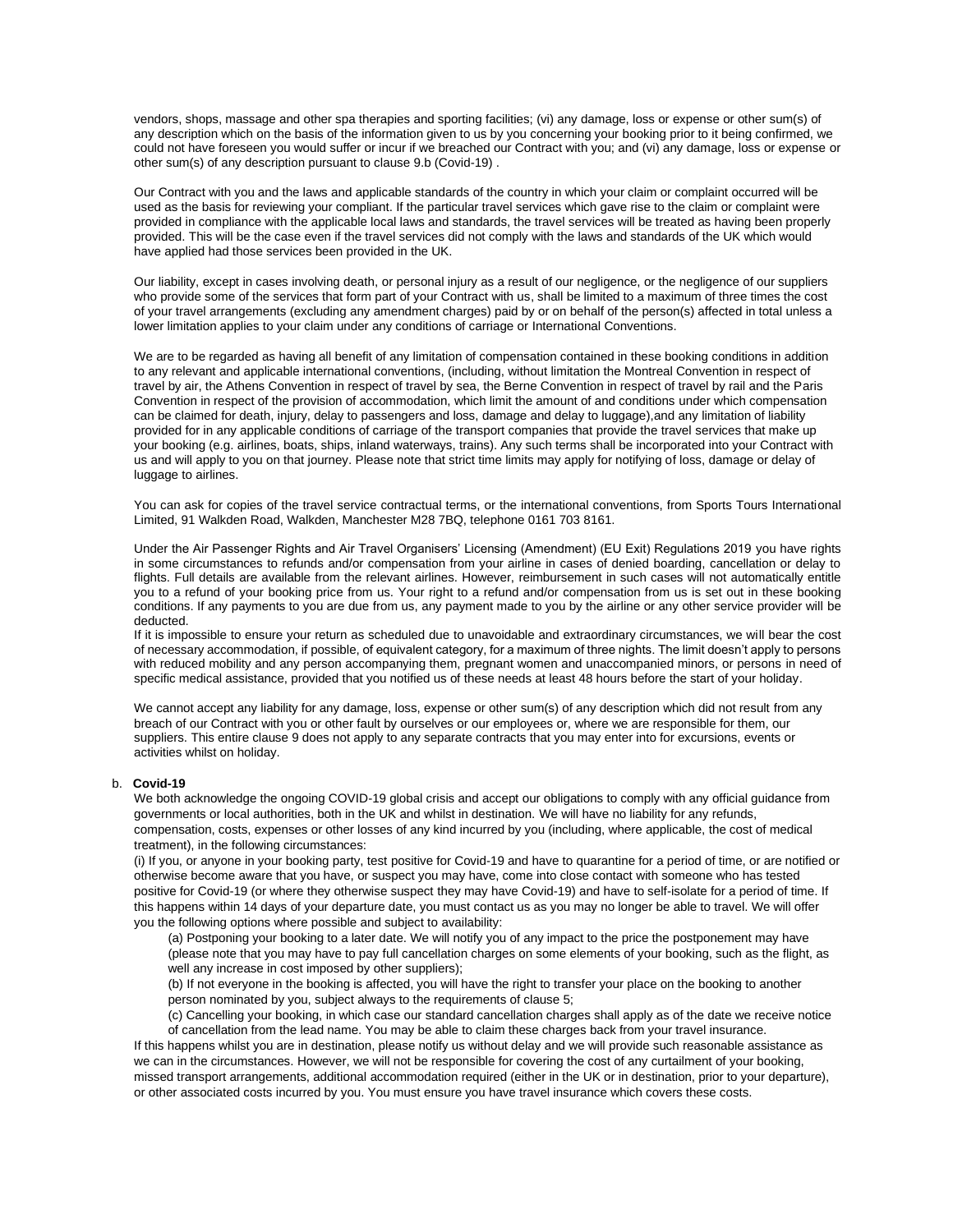vendors, shops, massage and other spa therapies and sporting facilities; (vi) any damage, loss or expense or other sum(s) of any description which on the basis of the information given to us by you concerning your booking prior to it being confirmed, we could not have foreseen you would suffer or incur if we breached our Contract with you; and (vi) any damage, loss or expense or other sum(s) of any description pursuant to clause 9.b (Covid-19) .

Our Contract with you and the laws and applicable standards of the country in which your claim or complaint occurred will be used as the basis for reviewing your compliant. If the particular travel services which gave rise to the claim or complaint were provided in compliance with the applicable local laws and standards, the travel services will be treated as having been properly provided. This will be the case even if the travel services did not comply with the laws and standards of the UK which would have applied had those services been provided in the UK.

Our liability, except in cases involving death, or personal injury as a result of our negligence, or the negligence of our suppliers who provide some of the services that form part of your Contract with us, shall be limited to a maximum of three times the cost of your travel arrangements (excluding any amendment charges) paid by or on behalf of the person(s) affected in total unless a lower limitation applies to your claim under any conditions of carriage or International Conventions.

We are to be regarded as having all benefit of any limitation of compensation contained in these booking conditions in addition to any relevant and applicable international conventions, (including, without limitation the Montreal Convention in respect of travel by air, the Athens Convention in respect of travel by sea, the Berne Convention in respect of travel by rail and the Paris Convention in respect of the provision of accommodation, which limit the amount of and conditions under which compensation can be claimed for death, injury, delay to passengers and loss, damage and delay to luggage),and any limitation of liability provided for in any applicable conditions of carriage of the transport companies that provide the travel services that make up your booking (e.g. airlines, boats, ships, inland waterways, trains). Any such terms shall be incorporated into your Contract with us and will apply to you on that journey. Please note that strict time limits may apply for notifying of loss, damage or delay of luggage to airlines.

You can ask for copies of the travel service contractual terms, or the international conventions, from Sports Tours International Limited, 91 Walkden Road, Walkden, Manchester M28 7BQ, telephone 0161 703 8161.

Under the Air Passenger Rights and Air Travel Organisers' Licensing (Amendment) (EU Exit) Regulations 2019 you have rights in some circumstances to refunds and/or compensation from your airline in cases of denied boarding, cancellation or delay to flights. Full details are available from the relevant airlines. However, reimbursement in such cases will not automatically entitle you to a refund of your booking price from us. Your right to a refund and/or compensation from us is set out in these booking conditions. If any payments to you are due from us, any payment made to you by the airline or any other service provider will be deducted.

If it is impossible to ensure your return as scheduled due to unavoidable and extraordinary circumstances, we will bear the cost of necessary accommodation, if possible, of equivalent category, for a maximum of three nights. The limit doesn't apply to persons with reduced mobility and any person accompanying them, pregnant women and unaccompanied minors, or persons in need of specific medical assistance, provided that you notified us of these needs at least 48 hours before the start of your holiday.

We cannot accept any liability for any damage, loss, expense or other sum(s) of any description which did not result from any breach of our Contract with you or other fault by ourselves or our employees or, where we are responsible for them, our suppliers. This entire clause 9 does not apply to any separate contracts that you may enter into for excursions, events or activities whilst on holiday.

b. **Covid-19**

We both acknowledge the ongoing COVID-19 global crisis and accept our obligations to comply with any official guidance from governments or local authorities, both in the UK and whilst in destination. We will have no liability for any refunds, compensation, costs, expenses or other losses of any kind incurred by you (including, where applicable, the cost of medical treatment), in the following circumstances:

(i) If you, or anyone in your booking party, test positive for Covid-19 and have to quarantine for a period of time, or are notified or otherwise become aware that you have, or suspect you may have, come into close contact with someone who has tested positive for Covid-19 (or where they otherwise suspect they may have Covid-19) and have to self-isolate for a period of time. If this happens within 14 days of your departure date, you must contact us as you may no longer be able to travel. We will offer you the following options where possible and subject to availability:

(a) Postponing your booking to a later date. We will notify you of any impact to the price the postponement may have (please note that you may have to pay full cancellation charges on some elements of your booking, such as the flight, as well any increase in cost imposed by other suppliers);

(b) If not everyone in the booking is affected, you will have the right to transfer your place on the booking to another person nominated by you, subject always to the requirements of clause 5;

(c) Cancelling your booking, in which case our standard cancellation charges shall apply as of the date we receive notice of cancellation from the lead name. You may be able to claim these charges back from your travel insurance.

If this happens whilst you are in destination, please notify us without delay and we will provide such reasonable assistance as we can in the circumstances. However, we will not be responsible for covering the cost of any curtailment of your booking, missed transport arrangements, additional accommodation required (either in the UK or in destination, prior to your departure), or other associated costs incurred by you. You must ensure you have travel insurance which covers these costs.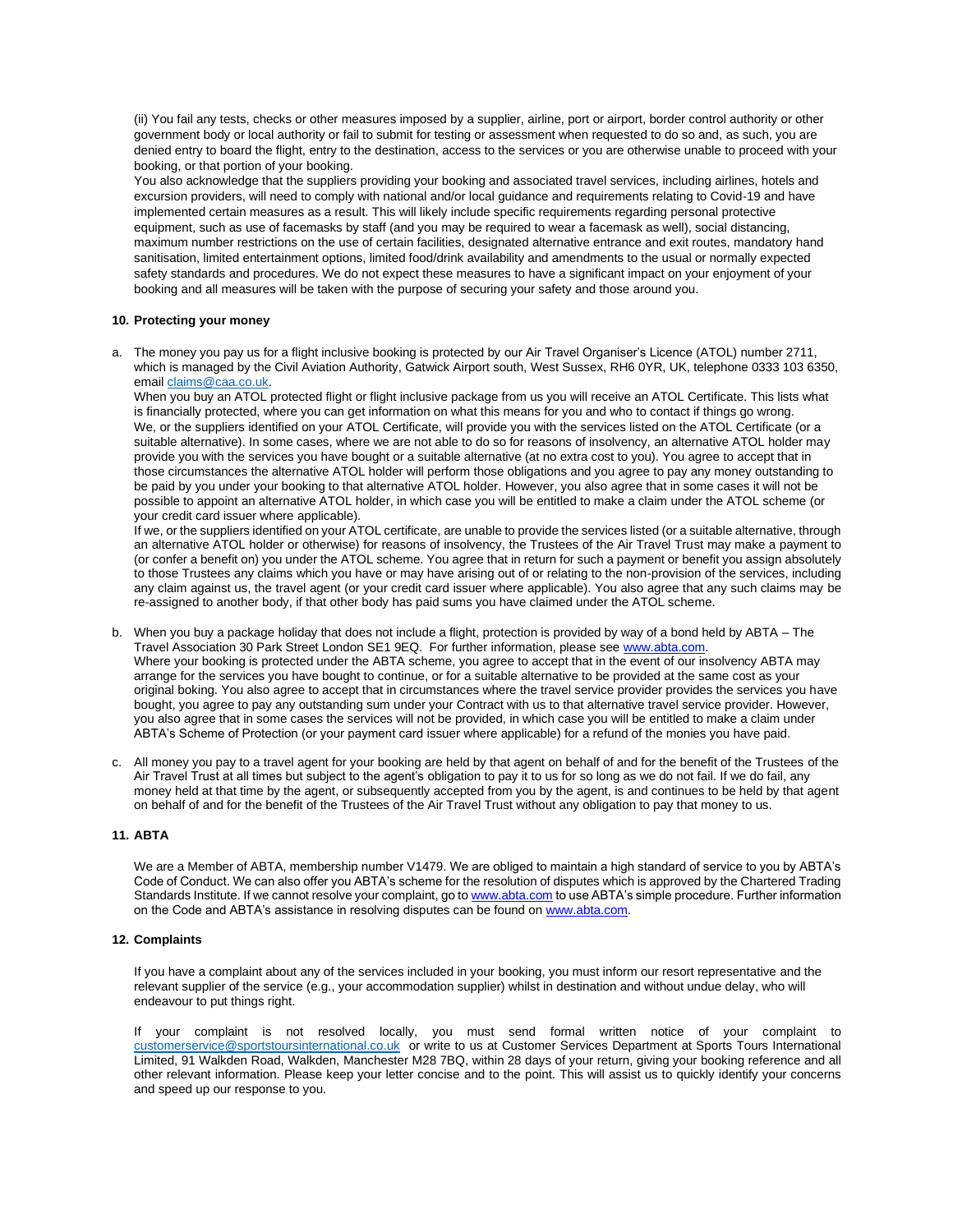(ii) You fail any tests, checks or other measures imposed by a supplier, airline, port or airport, border control authority or other government body or local authority or fail to submit for testing or assessment when requested to do so and, as such, you are denied entry to board the flight, entry to the destination, access to the services or you are otherwise unable to proceed with your booking, or that portion of your booking.

You also acknowledge that the suppliers providing your booking and associated travel services, including airlines, hotels and excursion providers, will need to comply with national and/or local guidance and requirements relating to Covid-19 and have implemented certain measures as a result. This will likely include specific requirements regarding personal protective equipment, such as use of facemasks by staff (and you may be required to wear a facemask as well), social distancing, maximum number restrictions on the use of certain facilities, designated alternative entrance and exit routes, mandatory hand sanitisation, limited entertainment options, limited food/drink availability and amendments to the usual or normally expected safety standards and procedures. We do not expect these measures to have a significant impact on your enjoyment of your booking and all measures will be taken with the purpose of securing your safety and those around you.

**10. Protecting your money**

a. The money you pay us for a flight inclusive booking is protected by our Air Travel Organiser's Licence (ATOL) number 2711, which is managed by the Civil Aviation Authority, Gatwick Airport south, West Sussex, RH6 0YR, UK, telephone 0333 103 6350, email claims@caa.co.uk.
When you buy an ATOL protected flight or flight inclusive package from us you will receive an ATOL Certificate. This lists what is financially protected, where you can get information on what this means for you and who to contact if things go wrong.
We, or the suppliers identified on your ATOL Certificate, will provide you with the services listed on the ATOL Certificate (or a suitable alternative). In some cases, where we are not able to do so for reasons of insolvency, an alternative ATOL holder may provide you with the services you have bought or a suitable alternative (at no extra cost to you). You agree to accept that in those circumstances the alternative ATOL holder will perform those obligations and you agree to pay any money outstanding to be paid by you under your booking to that alternative ATOL holder. However, you also agree that in some cases it will not be possible to appoint an alternative ATOL holder, in which case you will be entitled to make a claim under the ATOL scheme (or your credit card issuer where applicable).
If we, or the suppliers identified on your ATOL certificate, are unable to provide the services listed (or a suitable alternative, through an alternative ATOL holder or otherwise) for reasons of insolvency, the Trustees of the Air Travel Trust may make a payment to (or confer a benefit on) you under the ATOL scheme. You agree that in return for such a payment or benefit you assign absolutely to those Trustees any claims which you have or may have arising out of or relating to the non-provision of the services, including any claim against us, the travel agent (or your credit card issuer where applicable). You also agree that any such claims may be re-assigned to another body, if that other body has paid sums you have claimed under the ATOL scheme.

b. When you buy a package holiday that does not include a flight, protection is provided by way of a bond held by ABTA – The Travel Association 30 Park Street London SE1 9EQ. For further information, please see www.abta.com.
Where your booking is protected under the ABTA scheme, you agree to accept that in the event of our insolvency ABTA may arrange for the services you have bought to continue, or for a suitable alternative to be provided at the same cost as your original boking. You also agree to accept that in circumstances where the travel service provider provides the services you have bought, you agree to pay any outstanding sum under your Contract with us to that alternative travel service provider. However, you also agree that in some cases the services will not be provided, in which case you will be entitled to make a claim under ABTA's Scheme of Protection (or your payment card issuer where applicable) for a refund of the monies you have paid.

c. All money you pay to a travel agent for your booking are held by that agent on behalf of and for the benefit of the Trustees of the Air Travel Trust at all times but subject to the agent's obligation to pay it to us for so long as we do not fail. If we do fail, any money held at that time by the agent, or subsequently accepted from you by the agent, is and continues to be held by that agent on behalf of and for the benefit of the Trustees of the Air Travel Trust without any obligation to pay that money to us.

**11. ABTA**

We are a Member of ABTA, membership number V1479. We are obliged to maintain a high standard of service to you by ABTA's Code of Conduct. We can also offer you ABTA's scheme for the resolution of disputes which is approved by the Chartered Trading Standards Institute. If we cannot resolve your complaint, go to www.abta.com to use ABTA's simple procedure. Further information on the Code and ABTA's assistance in resolving disputes can be found on www.abta.com.

**12. Complaints**

If you have a complaint about any of the services included in your booking, you must inform our resort representative and the relevant supplier of the service (e.g., your accommodation supplier) whilst in destination and without undue delay, who will endeavour to put things right.

If your complaint is not resolved locally, you must send formal written notice of your complaint to customerservice@sportstoursinternational.co.uk or write to us at Customer Services Department at Sports Tours International Limited, 91 Walkden Road, Walkden, Manchester M28 7BQ, within 28 days of your return, giving your booking reference and all other relevant information. Please keep your letter concise and to the point. This will assist us to quickly identify your concerns and speed up our response to you.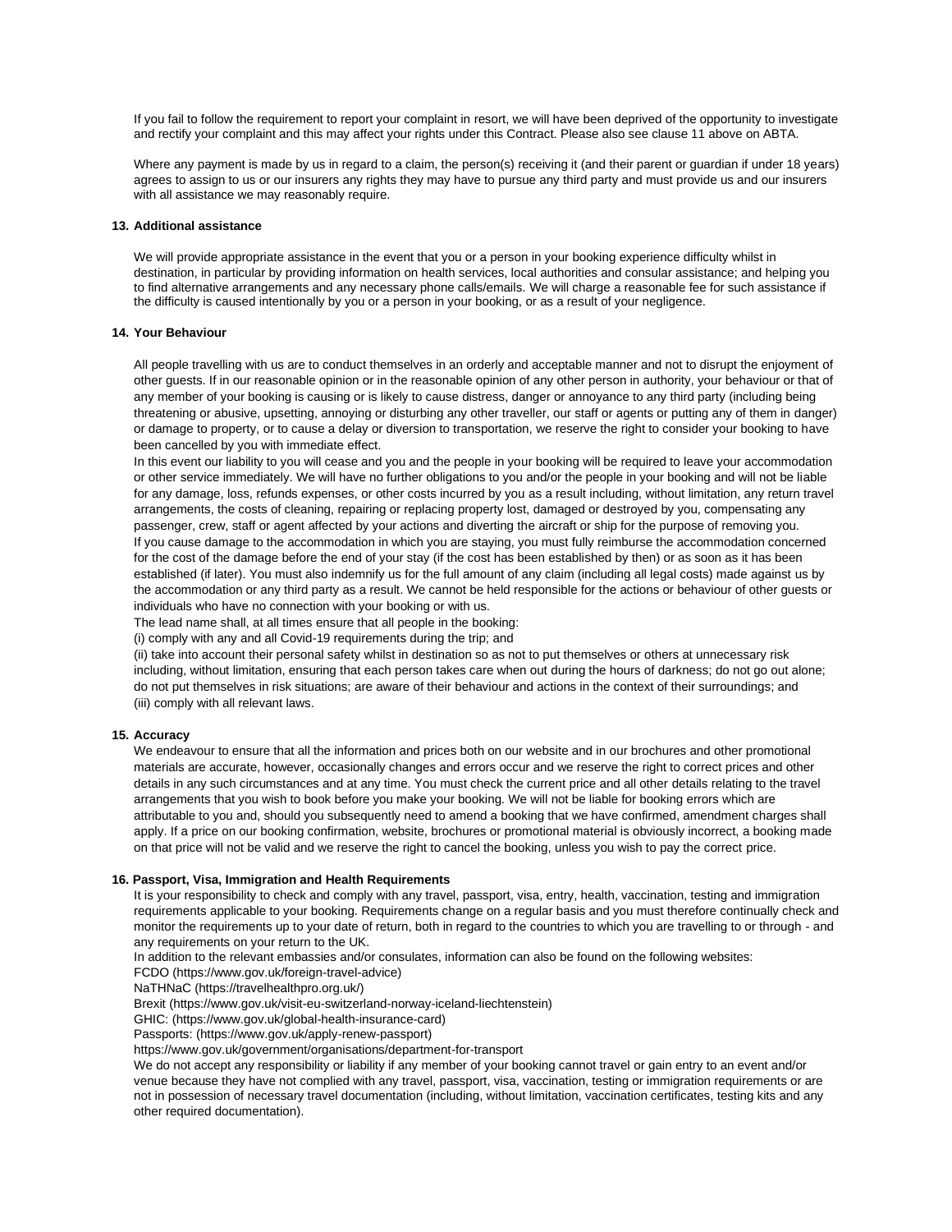If you fail to follow the requirement to report your complaint in resort, we will have been deprived of the opportunity to investigate and rectify your complaint and this may affect your rights under this Contract. Please also see clause 11 above on ABTA.

Where any payment is made by us in regard to a claim, the person(s) receiving it (and their parent or guardian if under 18 years) agrees to assign to us or our insurers any rights they may have to pursue any third party and must provide us and our insurers with all assistance we may reasonably require.

**13. Additional assistance**

We will provide appropriate assistance in the event that you or a person in your booking experience difficulty whilst in destination, in particular by providing information on health services, local authorities and consular assistance; and helping you to find alternative arrangements and any necessary phone calls/emails. We will charge a reasonable fee for such assistance if the difficulty is caused intentionally by you or a person in your booking, or as a result of your negligence.

**14. Your Behaviour**

All people travelling with us are to conduct themselves in an orderly and acceptable manner and not to disrupt the enjoyment of other guests. If in our reasonable opinion or in the reasonable opinion of any other person in authority, your behaviour or that of any member of your booking is causing or is likely to cause distress, danger or annoyance to any third party (including being threatening or abusive, upsetting, annoying or disturbing any other traveller, our staff or agents or putting any of them in danger) or damage to property, or to cause a delay or diversion to transportation, we reserve the right to consider your booking to have been cancelled by you with immediate effect.

In this event our liability to you will cease and you and the people in your booking will be required to leave your accommodation or other service immediately. We will have no further obligations to you and/or the people in your booking and will not be liable for any damage, loss, refunds expenses, or other costs incurred by you as a result including, without limitation, any return travel arrangements, the costs of cleaning, repairing or replacing property lost, damaged or destroyed by you, compensating any passenger, crew, staff or agent affected by your actions and diverting the aircraft or ship for the purpose of removing you.

If you cause damage to the accommodation in which you are staying, you must fully reimburse the accommodation concerned for the cost of the damage before the end of your stay (if the cost has been established by then) or as soon as it has been established (if later). You must also indemnify us for the full amount of any claim (including all legal costs) made against us by the accommodation or any third party as a result. We cannot be held responsible for the actions or behaviour of other guests or individuals who have no connection with your booking or with us.

The lead name shall, at all times ensure that all people in the booking:

(i) comply with any and all Covid-19 requirements during the trip; and

(ii) take into account their personal safety whilst in destination so as not to put themselves or others at unnecessary risk including, without limitation, ensuring that each person takes care when out during the hours of darkness; do not go out alone; do not put themselves in risk situations; are aware of their behaviour and actions in the context of their surroundings; and

(iii) comply with all relevant laws.

**15. Accuracy**

We endeavour to ensure that all the information and prices both on our website and in our brochures and other promotional materials are accurate, however, occasionally changes and errors occur and we reserve the right to correct prices and other details in any such circumstances and at any time. You must check the current price and all other details relating to the travel arrangements that you wish to book before you make your booking. We will not be liable for booking errors which are attributable to you and, should you subsequently need to amend a booking that we have confirmed, amendment charges shall apply. If a price on our booking confirmation, website, brochures or promotional material is obviously incorrect, a booking made on that price will not be valid and we reserve the right to cancel the booking, unless you wish to pay the correct price.

**16. Passport, Visa, Immigration and Health Requirements**

It is your responsibility to check and comply with any travel, passport, visa, entry, health, vaccination, testing and immigration requirements applicable to your booking. Requirements change on a regular basis and you must therefore continually check and monitor the requirements up to your date of return, both in regard to the countries to which you are travelling to or through - and any requirements on your return to the UK.

In addition to the relevant embassies and/or consulates, information can also be found on the following websites:

FCDO (https://www.gov.uk/foreign-travel-advice)

NaTHNaC (https://travelhealthpro.org.uk/)

Brexit (https://www.gov.uk/visit-eu-switzerland-norway-iceland-liechtenstein)

GHIC: (https://www.gov.uk/global-health-insurance-card)

Passports: (https://www.gov.uk/apply-renew-passport)

https://www.gov.uk/government/organisations/department-for-transport

We do not accept any responsibility or liability if any member of your booking cannot travel or gain entry to an event and/or venue because they have not complied with any travel, passport, visa, vaccination, testing or immigration requirements or are not in possession of necessary travel documentation (including, without limitation, vaccination certificates, testing kits and any other required documentation).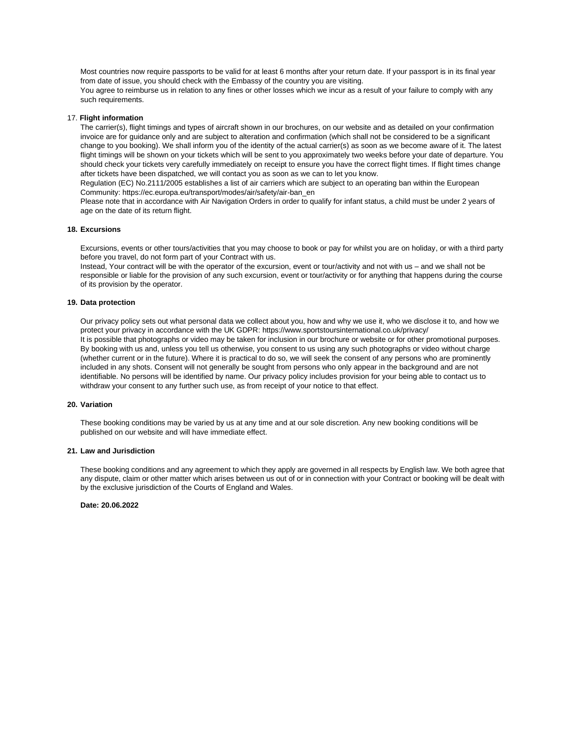Most countries now require passports to be valid for at least 6 months after your return date. If your passport is in its final year from date of issue, you should check with the Embassy of the country you are visiting.
You agree to reimburse us in relation to any fines or other losses which we incur as a result of your failure to comply with any such requirements.

17. **Flight information**

The carrier(s), flight timings and types of aircraft shown in our brochures, on our website and as detailed on your confirmation invoice are for guidance only and are subject to alteration and confirmation (which shall not be considered to be a significant change to you booking). We shall inform you of the identity of the actual carrier(s) as soon as we become aware of it. The latest flight timings will be shown on your tickets which will be sent to you approximately two weeks before your date of departure. You should check your tickets very carefully immediately on receipt to ensure you have the correct flight times. If flight times change after tickets have been dispatched, we will contact you as soon as we can to let you know.
Regulation (EC) No.2111/2005 establishes a list of air carriers which are subject to an operating ban within the European Community: https://ec.europa.eu/transport/modes/air/safety/air-ban_en
Please note that in accordance with Air Navigation Orders in order to qualify for infant status, a child must be under 2 years of age on the date of its return flight.

**18. Excursions**

Excursions, events or other tours/activities that you may choose to book or pay for whilst you are on holiday, or with a third party before you travel, do not form part of your Contract with us.
Instead, Your contract will be with the operator of the excursion, event or tour/activity and not with us – and we shall not be responsible or liable for the provision of any such excursion, event or tour/activity or for anything that happens during the course of its provision by the operator.

**19. Data protection**

Our privacy policy sets out what personal data we collect about you, how and why we use it, who we disclose it to, and how we protect your privacy in accordance with the UK GDPR: https://www.sportstoursinternational.co.uk/privacy/
It is possible that photographs or video may be taken for inclusion in our brochure or website or for other promotional purposes. By booking with us and, unless you tell us otherwise, you consent to us using any such photographs or video without charge (whether current or in the future). Where it is practical to do so, we will seek the consent of any persons who are prominently included in any shots. Consent will not generally be sought from persons who only appear in the background and are not identifiable. No persons will be identified by name. Our privacy policy includes provision for your being able to contact us to withdraw your consent to any further such use, as from receipt of your notice to that effect.

**20. Variation**

These booking conditions may be varied by us at any time and at our sole discretion. Any new booking conditions will be published on our website and will have immediate effect.

**21. Law and Jurisdiction**

These booking conditions and any agreement to which they apply are governed in all respects by English law. We both agree that any dispute, claim or other matter which arises between us out of or in connection with your Contract or booking will be dealt with by the exclusive jurisdiction of the Courts of England and Wales.

**Date: 20.06.2022**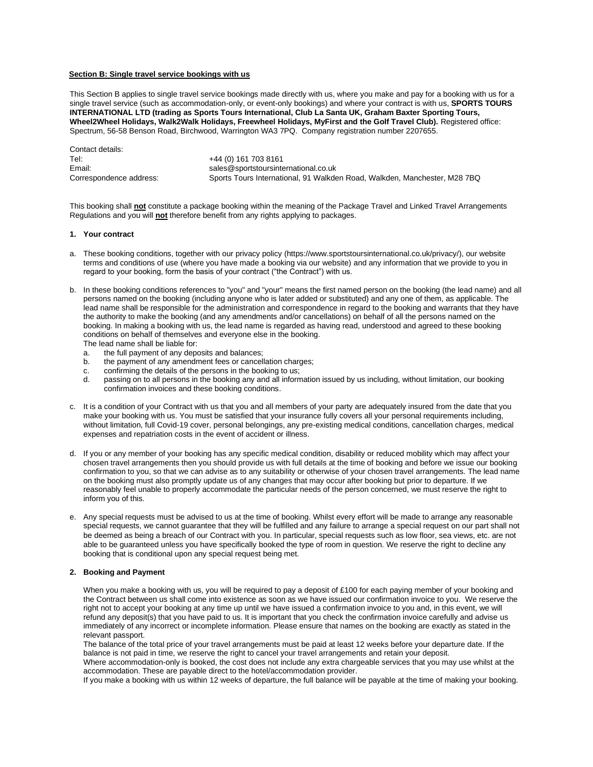**Section B: Single travel service bookings with us**

This Section B applies to single travel service bookings made directly with us, where you make and pay for a booking with us for a single travel service (such as accommodation-only, or event-only bookings) and where your contract is with us, **SPORTS TOURS INTERNATIONAL LTD (trading as Sports Tours International, Club La Santa UK, Graham Baxter Sporting Tours, Wheel2Wheel Holidays, Walk2Walk Holidays, Freewheel Holidays, MyFirst and the Golf Travel Club).** Registered office: Spectrum, 56-58 Benson Road, Birchwood, Warrington WA3 7PQ. Company registration number 2207655.

Contact details:

| | |
|---|---|
| Tel: | +44 (0) 161 703 8161 |
| Email: | sales@sportstoursinternational.co.uk |
| Correspondence address: | Sports Tours International, 91 Walkden Road, Walkden, Manchester, M28 7BQ |

This booking shall **not** constitute a package booking within the meaning of the Package Travel and Linked Travel Arrangements Regulations and you will **not** therefore benefit from any rights applying to packages.

**1. Your contract**

a. These booking conditions, together with our privacy policy (https://www.sportstoursinternational.co.uk/privacy/), our website terms and conditions of use (where you have made a booking via our website) and any information that we provide to you in regard to your booking, form the basis of your contract ("the Contract") with us.

b. In these booking conditions references to "you" and "your" means the first named person on the booking (the lead name) and all persons named on the booking (including anyone who is later added or substituted) and any one of them, as applicable. The lead name shall be responsible for the administration and correspondence in regard to the booking and warrants that they have the authority to make the booking (and any amendments and/or cancellations) on behalf of all the persons named on the booking. In making a booking with us, the lead name is regarded as having read, understood and agreed to these booking conditions on behalf of themselves and everyone else in the booking.
The lead name shall be liable for:
   a. the full payment of any deposits and balances;
   b. the payment of any amendment fees or cancellation charges;
   c. confirming the details of the persons in the booking to us;
   d. passing on to all persons in the booking any and all information issued by us including, without limitation, our booking confirmation invoices and these booking conditions.

c. It is a condition of your Contract with us that you and all members of your party are adequately insured from the date that you make your booking with us. You must be satisfied that your insurance fully covers all your personal requirements including, without limitation, full Covid-19 cover, personal belongings, any pre-existing medical conditions, cancellation charges, medical expenses and repatriation costs in the event of accident or illness.

d. If you or any member of your booking has any specific medical condition, disability or reduced mobility which may affect your chosen travel arrangements then you should provide us with full details at the time of booking and before we issue our booking confirmation to you, so that we can advise as to any suitability or otherwise of your chosen travel arrangements. The lead name on the booking must also promptly update us of any changes that may occur after booking but prior to departure. If we reasonably feel unable to properly accommodate the particular needs of the person concerned, we must reserve the right to inform you of this.

e. Any special requests must be advised to us at the time of booking. Whilst every effort will be made to arrange any reasonable special requests, we cannot guarantee that they will be fulfilled and any failure to arrange a special request on our part shall not be deemed as being a breach of our Contract with you. In particular, special requests such as low floor, sea views, etc. are not able to be guaranteed unless you have specifically booked the type of room in question. We reserve the right to decline any booking that is conditional upon any special request being met.

**2. Booking and Payment**

When you make a booking with us, you will be required to pay a deposit of £100 for each paying member of your booking and the Contract between us shall come into existence as soon as we have issued our confirmation invoice to you. We reserve the right not to accept your booking at any time up until we have issued a confirmation invoice to you and, in this event, we will refund any deposit(s) that you have paid to us. It is important that you check the confirmation invoice carefully and advise us immediately of any incorrect or incomplete information. Please ensure that names on the booking are exactly as stated in the relevant passport.

The balance of the total price of your travel arrangements must be paid at least 12 weeks before your departure date. If the balance is not paid in time, we reserve the right to cancel your travel arrangements and retain your deposit.

Where accommodation-only is booked, the cost does not include any extra chargeable services that you may use whilst at the accommodation. These are payable direct to the hotel/accommodation provider.

If you make a booking with us within 12 weeks of departure, the full balance will be payable at the time of making your booking.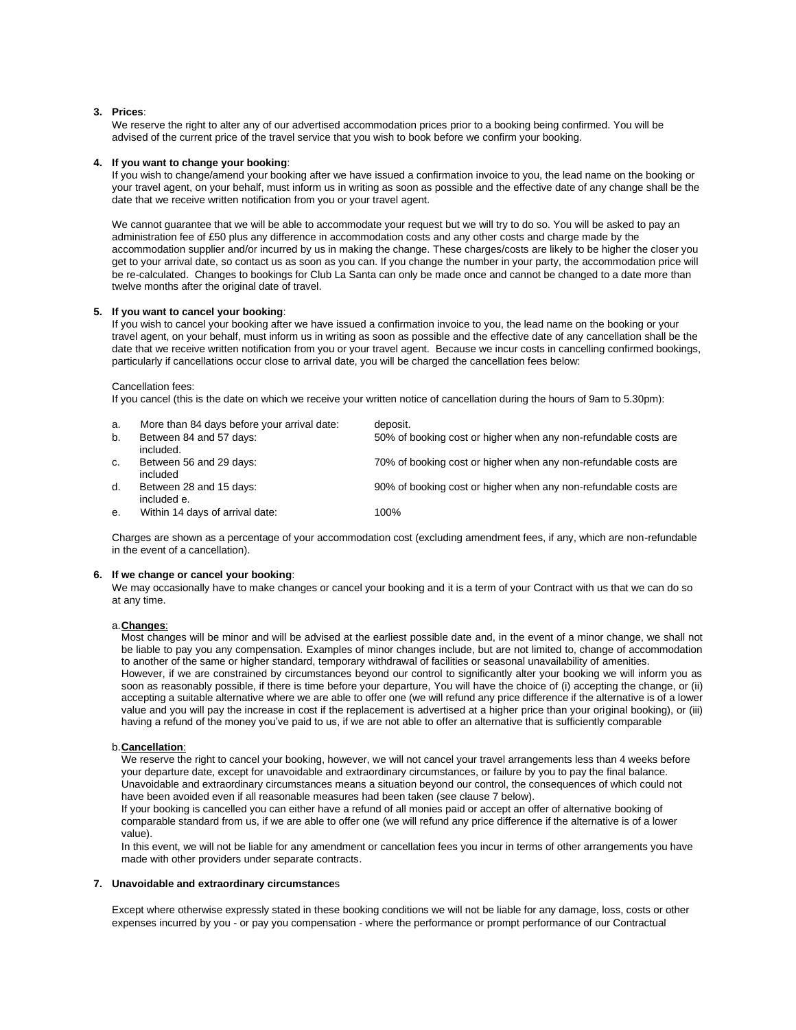3. **Prices**:
   We reserve the right to alter any of our advertised accommodation prices prior to a booking being confirmed. You will be advised of the current price of the travel service that you wish to book before we confirm your booking.

4. **If you want to change your booking**:
   If you wish to change/amend your booking after we have issued a confirmation invoice to you, the lead name on the booking or your travel agent, on your behalf, must inform us in writing as soon as possible and the effective date of any change shall be the date that we receive written notification from you or your travel agent.

   We cannot guarantee that we will be able to accommodate your request but we will try to do so. You will be asked to pay an administration fee of £50 plus any difference in accommodation costs and any other costs and charge made by the accommodation supplier and/or incurred by us in making the change. These charges/costs are likely to be higher the closer you get to your arrival date, so contact us as soon as you can. If you change the number in your party, the accommodation price will be re-calculated. Changes to bookings for Club La Santa can only be made once and cannot be changed to a date more than twelve months after the original date of travel.

5. **If you want to cancel your booking**:
   If you wish to cancel your booking after we have issued a confirmation invoice to you, the lead name on the booking or your travel agent, on your behalf, must inform us in writing as soon as possible and the effective date of any cancellation shall be the date that we receive written notification from you or your travel agent. Because we incur costs in cancelling confirmed bookings, particularly if cancellations occur close to arrival date, you will be charged the cancellation fees below:

   Cancellation fees:
   If you cancel (this is the date on which we receive your written notice of cancellation during the hours of 9am to 5.30pm):

   a. More than 84 days before your arrival date: deposit.
   b. Between 84 and 57 days: 50% of booking cost or higher when any non-refundable costs are included.
   c. Between 56 and 29 days: 70% of booking cost or higher when any non-refundable costs are included
   d. Between 28 and 15 days: 90% of booking cost or higher when any non-refundable costs are included e.
   e. Within 14 days of arrival date: 100%

   Charges are shown as a percentage of your accommodation cost (excluding amendment fees, if any, which are non-refundable in the event of a cancellation).

6. **If we change or cancel your booking**:
   We may occasionally have to make changes or cancel your booking and it is a term of your Contract with us that we can do so at any time.

   a. **Changes**:
   Most changes will be minor and will be advised at the earliest possible date and, in the event of a minor change, we shall not be liable to pay you any compensation. Examples of minor changes include, but are not limited to, change of accommodation to another of the same or higher standard, temporary withdrawal of facilities or seasonal unavailability of amenities.
   However, if we are constrained by circumstances beyond our control to significantly alter your booking we will inform you as soon as reasonably possible, if there is time before your departure, You will have the choice of (i) accepting the change, or (ii) accepting a suitable alternative where we are able to offer one (we will refund any price difference if the alternative is of a lower value and you will pay the increase in cost if the replacement is advertised at a higher price than your original booking), or (iii) having a refund of the money you've paid to us, if we are not able to offer an alternative that is sufficiently comparable

   b. **Cancellation**:
   We reserve the right to cancel your booking, however, we will not cancel your travel arrangements less than 4 weeks before your departure date, except for unavoidable and extraordinary circumstances, or failure by you to pay the final balance. Unavoidable and extraordinary circumstances means a situation beyond our control, the consequences of which could not have been avoided even if all reasonable measures had been taken (see clause 7 below).
   If your booking is cancelled you can either have a refund of all monies paid or accept an offer of alternative booking of comparable standard from us, if we are able to offer one (we will refund any price difference if the alternative is of a lower value).
   In this event, we will not be liable for any amendment or cancellation fees you incur in terms of other arrangements you have made with other providers under separate contracts.

7. **Unavoidable and extraordinary circumstances**

   Except where otherwise expressly stated in these booking conditions we will not be liable for any damage, loss, costs or other expenses incurred by you - or pay you compensation - where the performance or prompt performance of our Contractual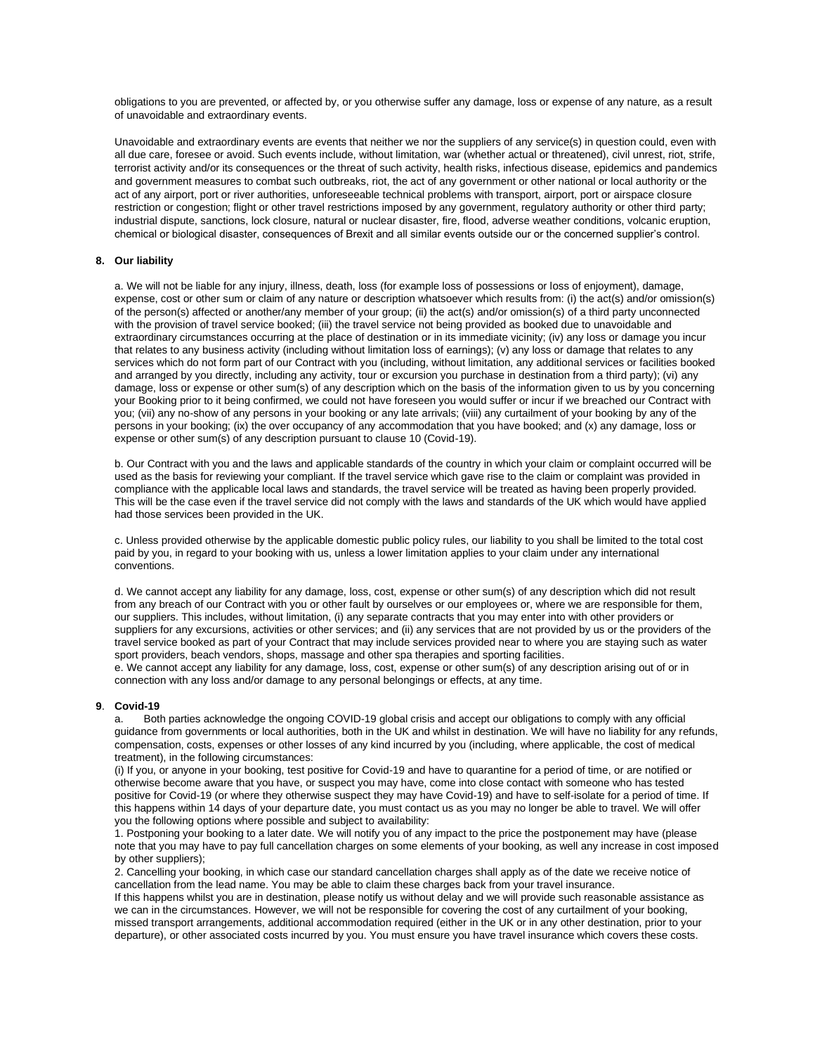obligations to you are prevented, or affected by, or you otherwise suffer any damage, loss or expense of any nature, as a result of unavoidable and extraordinary events.

Unavoidable and extraordinary events are events that neither we nor the suppliers of any service(s) in question could, even with all due care, foresee or avoid. Such events include, without limitation, war (whether actual or threatened), civil unrest, riot, strife, terrorist activity and/or its consequences or the threat of such activity, health risks, infectious disease, epidemics and pandemics and government measures to combat such outbreaks, riot, the act of any government or other national or local authority or the act of any airport, port or river authorities, unforeseeable technical problems with transport, airport, port or airspace closure restriction or congestion; flight or other travel restrictions imposed by any government, regulatory authority or other third party; industrial dispute, sanctions, lock closure, natural or nuclear disaster, fire, flood, adverse weather conditions, volcanic eruption, chemical or biological disaster, consequences of Brexit and all similar events outside our or the concerned supplier's control.

**8. Our liability**

a. We will not be liable for any injury, illness, death, loss (for example loss of possessions or loss of enjoyment), damage, expense, cost or other sum or claim of any nature or description whatsoever which results from: (i) the act(s) and/or omission(s) of the person(s) affected or another/any member of your group; (ii) the act(s) and/or omission(s) of a third party unconnected with the provision of travel service booked; (iii) the travel service not being provided as booked due to unavoidable and extraordinary circumstances occurring at the place of destination or in its immediate vicinity; (iv) any loss or damage you incur that relates to any business activity (including without limitation loss of earnings); (v) any loss or damage that relates to any services which do not form part of our Contract with you (including, without limitation, any additional services or facilities booked and arranged by you directly, including any activity, tour or excursion you purchase in destination from a third party); (vi) any damage, loss or expense or other sum(s) of any description which on the basis of the information given to us by you concerning your Booking prior to it being confirmed, we could not have foreseen you would suffer or incur if we breached our Contract with you; (vii) any no-show of any persons in your booking or any late arrivals; (viii) any curtailment of your booking by any of the persons in your booking; (ix) the over occupancy of any accommodation that you have booked; and (x) any damage, loss or expense or other sum(s) of any description pursuant to clause 10 (Covid-19).

b. Our Contract with you and the laws and applicable standards of the country in which your claim or complaint occurred will be used as the basis for reviewing your compliant. If the travel service which gave rise to the claim or complaint was provided in compliance with the applicable local laws and standards, the travel service will be treated as having been properly provided. This will be the case even if the travel service did not comply with the laws and standards of the UK which would have applied had those services been provided in the UK.

c. Unless provided otherwise by the applicable domestic public policy rules, our liability to you shall be limited to the total cost paid by you, in regard to your booking with us, unless a lower limitation applies to your claim under any international conventions.

d. We cannot accept any liability for any damage, loss, cost, expense or other sum(s) of any description which did not result from any breach of our Contract with you or other fault by ourselves or our employees or, where we are responsible for them, our suppliers. This includes, without limitation, (i) any separate contracts that you may enter into with other providers or suppliers for any excursions, activities or other services; and (ii) any services that are not provided by us or the providers of the travel service booked as part of your Contract that may include services provided near to where you are staying such as water sport providers, beach vendors, shops, massage and other spa therapies and sporting facilities.
e. We cannot accept any liability for any damage, loss, cost, expense or other sum(s) of any description arising out of or in connection with any loss and/or damage to any personal belongings or effects, at any time.

**9. Covid-19**

a. Both parties acknowledge the ongoing COVID-19 global crisis and accept our obligations to comply with any official guidance from governments or local authorities, both in the UK and whilst in destination. We will have no liability for any refunds, compensation, costs, expenses or other losses of any kind incurred by you (including, where applicable, the cost of medical treatment), in the following circumstances:

(i) If you, or anyone in your booking, test positive for Covid-19 and have to quarantine for a period of time, or are notified or otherwise become aware that you have, or suspect you may have, come into close contact with someone who has tested positive for Covid-19 (or where they otherwise suspect they may have Covid-19) and have to self-isolate for a period of time. If this happens within 14 days of your departure date, you must contact us as you may no longer be able to travel. We will offer you the following options where possible and subject to availability:

1. Postponing your booking to a later date. We will notify you of any impact to the price the postponement may have (please note that you may have to pay full cancellation charges on some elements of your booking, as well any increase in cost imposed by other suppliers);
2. Cancelling your booking, in which case our standard cancellation charges shall apply as of the date we receive notice of cancellation from the lead name. You may be able to claim these charges back from your travel insurance.

If this happens whilst you are in destination, please notify us without delay and we will provide such reasonable assistance as we can in the circumstances. However, we will not be responsible for covering the cost of any curtailment of your booking, missed transport arrangements, additional accommodation required (either in the UK or in any other destination, prior to your departure), or other associated costs incurred by you. You must ensure you have travel insurance which covers these costs.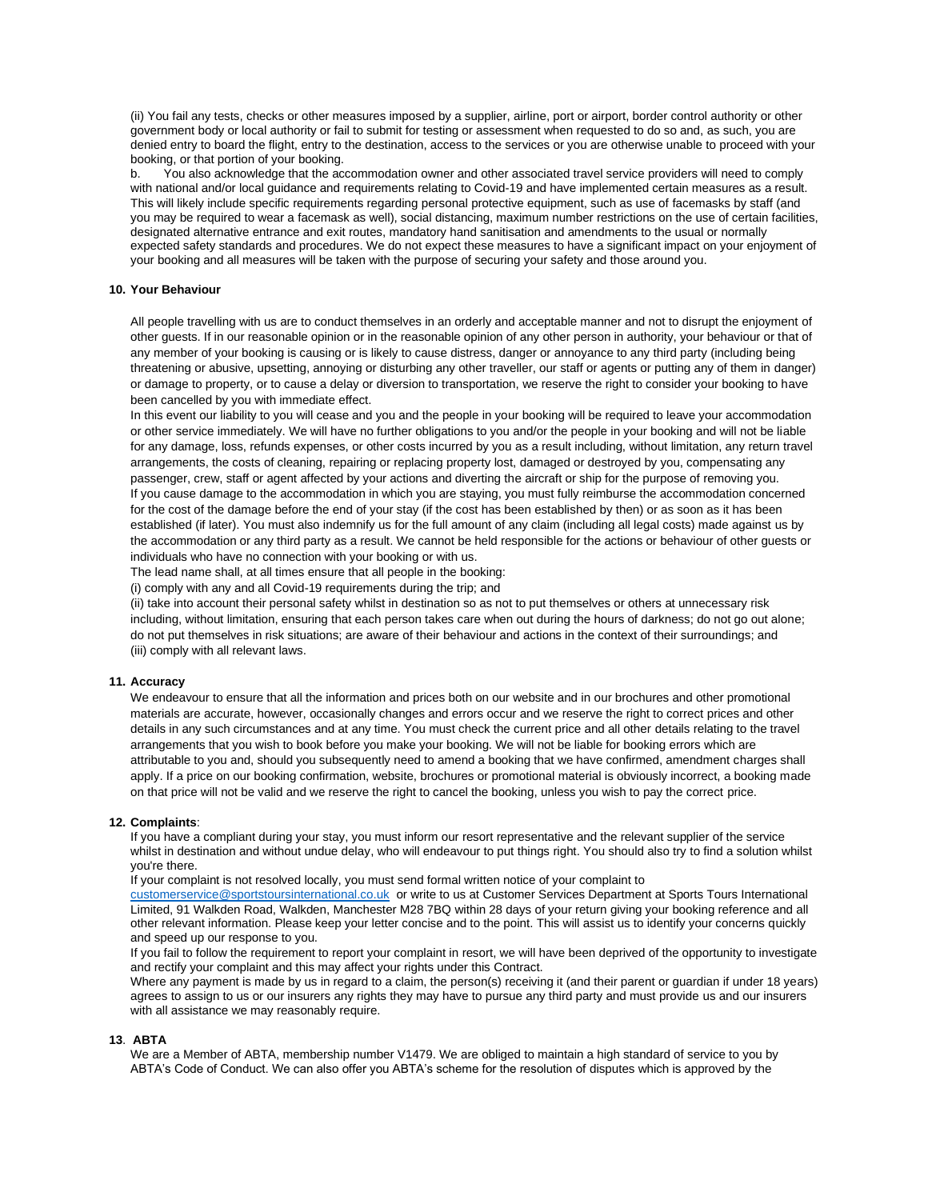(ii) You fail any tests, checks or other measures imposed by a supplier, airline, port or airport, border control authority or other government body or local authority or fail to submit for testing or assessment when requested to do so and, as such, you are denied entry to board the flight, entry to the destination, access to the services or you are otherwise unable to proceed with your booking, or that portion of your booking.

b. You also acknowledge that the accommodation owner and other associated travel service providers will need to comply with national and/or local guidance and requirements relating to Covid-19 and have implemented certain measures as a result. This will likely include specific requirements regarding personal protective equipment, such as use of facemasks by staff (and you may be required to wear a facemask as well), social distancing, maximum number restrictions on the use of certain facilities, designated alternative entrance and exit routes, mandatory hand sanitisation and amendments to the usual or normally expected safety standards and procedures. We do not expect these measures to have a significant impact on your enjoyment of your booking and all measures will be taken with the purpose of securing your safety and those around you.

**10. Your Behaviour**

All people travelling with us are to conduct themselves in an orderly and acceptable manner and not to disrupt the enjoyment of other guests. If in our reasonable opinion or in the reasonable opinion of any other person in authority, your behaviour or that of any member of your booking is causing or is likely to cause distress, danger or annoyance to any third party (including being threatening or abusive, upsetting, annoying or disturbing any other traveller, our staff or agents or putting any of them in danger) or damage to property, or to cause a delay or diversion to transportation, we reserve the right to consider your booking to have been cancelled by you with immediate effect.

In this event our liability to you will cease and you and the people in your booking will be required to leave your accommodation or other service immediately. We will have no further obligations to you and/or the people in your booking and will not be liable for any damage, loss, refunds expenses, or other costs incurred by you as a result including, without limitation, any return travel arrangements, the costs of cleaning, repairing or replacing property lost, damaged or destroyed by you, compensating any passenger, crew, staff or agent affected by your actions and diverting the aircraft or ship for the purpose of removing you.

If you cause damage to the accommodation in which you are staying, you must fully reimburse the accommodation concerned for the cost of the damage before the end of your stay (if the cost has been established by then) or as soon as it has been established (if later). You must also indemnify us for the full amount of any claim (including all legal costs) made against us by the accommodation or any third party as a result. We cannot be held responsible for the actions or behaviour of other guests or individuals who have no connection with your booking or with us.

The lead name shall, at all times ensure that all people in the booking:

(i) comply with any and all Covid-19 requirements during the trip; and

(ii) take into account their personal safety whilst in destination so as not to put themselves or others at unnecessary risk including, without limitation, ensuring that each person takes care when out during the hours of darkness; do not go out alone; do not put themselves in risk situations; are aware of their behaviour and actions in the context of their surroundings; and

(iii) comply with all relevant laws.

**11. Accuracy**

We endeavour to ensure that all the information and prices both on our website and in our brochures and other promotional materials are accurate, however, occasionally changes and errors occur and we reserve the right to correct prices and other details in any such circumstances and at any time. You must check the current price and all other details relating to the travel arrangements that you wish to book before you make your booking. We will not be liable for booking errors which are attributable to you and, should you subsequently need to amend a booking that we have confirmed, amendment charges shall apply. If a price on our booking confirmation, website, brochures or promotional material is obviously incorrect, a booking made on that price will not be valid and we reserve the right to cancel the booking, unless you wish to pay the correct price.

**12. Complaints**:

If you have a compliant during your stay, you must inform our resort representative and the relevant supplier of the service whilst in destination and without undue delay, who will endeavour to put things right. You should also try to find a solution whilst you're there.

If your complaint is not resolved locally, you must send formal written notice of your complaint to customerservice@sportstoursinternational.co.uk or write to us at Customer Services Department at Sports Tours International Limited, 91 Walkden Road, Walkden, Manchester M28 7BQ within 28 days of your return giving your booking reference and all other relevant information. Please keep your letter concise and to the point. This will assist us to identify your concerns quickly and speed up our response to you.

If you fail to follow the requirement to report your complaint in resort, we will have been deprived of the opportunity to investigate and rectify your complaint and this may affect your rights under this Contract.

Where any payment is made by us in regard to a claim, the person(s) receiving it (and their parent or guardian if under 18 years) agrees to assign to us or our insurers any rights they may have to pursue any third party and must provide us and our insurers with all assistance we may reasonably require.

**13. ABTA**

We are a Member of ABTA, membership number V1479. We are obliged to maintain a high standard of service to you by ABTA's Code of Conduct. We can also offer you ABTA's scheme for the resolution of disputes which is approved by the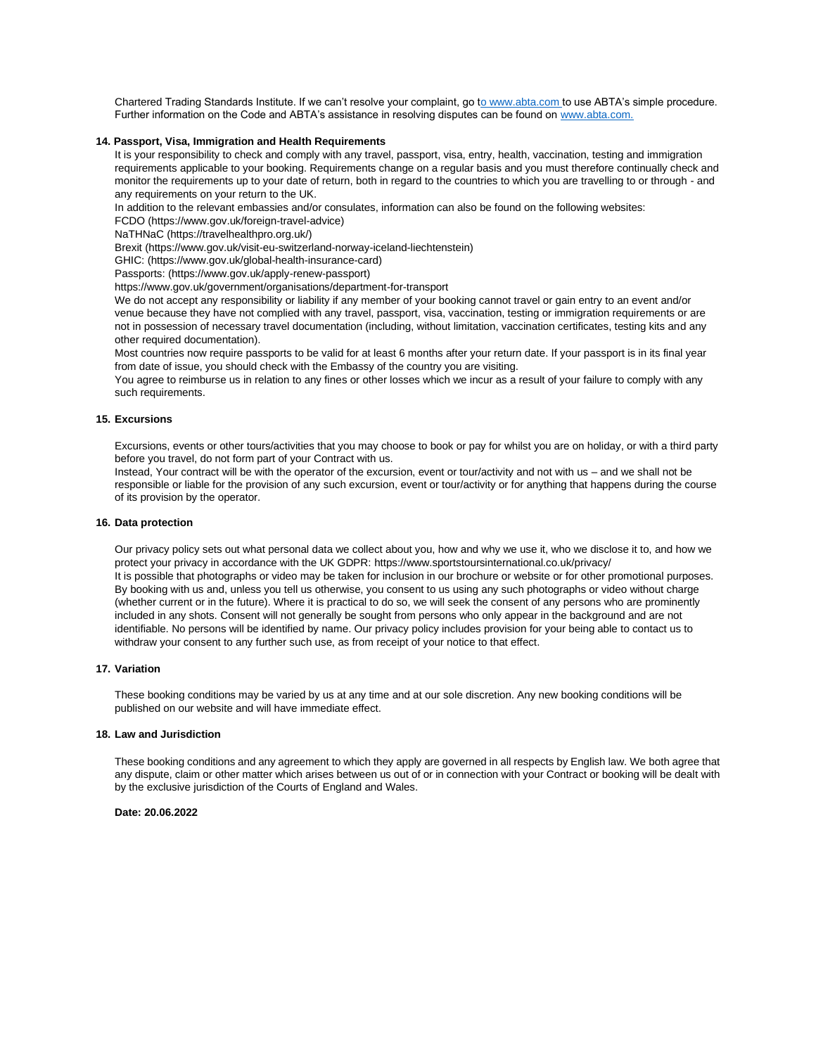Chartered Trading Standards Institute. If we can't resolve your complaint, go to www.abta.com to use ABTA's simple procedure. Further information on the Code and ABTA's assistance in resolving disputes can be found on www.abta.com.

### 14. Passport, Visa, Immigration and Health Requirements

It is your responsibility to check and comply with any travel, passport, visa, entry, health, vaccination, testing and immigration requirements applicable to your booking. Requirements change on a regular basis and you must therefore continually check and monitor the requirements up to your date of return, both in regard to the countries to which you are travelling to or through - and any requirements on your return to the UK.

In addition to the relevant embassies and/or consulates, information can also be found on the following websites:

FCDO (https://www.gov.uk/foreign-travel-advice)

NaTHNaC (https://travelhealthpro.org.uk/)

Brexit (https://www.gov.uk/visit-eu-switzerland-norway-iceland-liechtenstein)

GHIC: (https://www.gov.uk/global-health-insurance-card)

Passports: (https://www.gov.uk/apply-renew-passport)

https://www.gov.uk/government/organisations/department-for-transport

We do not accept any responsibility or liability if any member of your booking cannot travel or gain entry to an event and/or venue because they have not complied with any travel, passport, visa, vaccination, testing or immigration requirements or are not in possession of necessary travel documentation (including, without limitation, vaccination certificates, testing kits and any other required documentation).

Most countries now require passports to be valid for at least 6 months after your return date. If your passport is in its final year from date of issue, you should check with the Embassy of the country you are visiting.

You agree to reimburse us in relation to any fines or other losses which we incur as a result of your failure to comply with any such requirements.

### 15. Excursions

Excursions, events or other tours/activities that you may choose to book or pay for whilst you are on holiday, or with a third party before you travel, do not form part of your Contract with us.

Instead, Your contract will be with the operator of the excursion, event or tour/activity and not with us – and we shall not be responsible or liable for the provision of any such excursion, event or tour/activity or for anything that happens during the course of its provision by the operator.

### 16. Data protection

Our privacy policy sets out what personal data we collect about you, how and why we use it, who we disclose it to, and how we protect your privacy in accordance with the UK GDPR: https://www.sportstoursinternational.co.uk/privacy/

It is possible that photographs or video may be taken for inclusion in our brochure or website or for other promotional purposes. By booking with us and, unless you tell us otherwise, you consent to us using any such photographs or video without charge (whether current or in the future). Where it is practical to do so, we will seek the consent of any persons who are prominently included in any shots. Consent will not generally be sought from persons who only appear in the background and are not identifiable. No persons will be identified by name. Our privacy policy includes provision for your being able to contact us to withdraw your consent to any further such use, as from receipt of your notice to that effect.

### 17. Variation

These booking conditions may be varied by us at any time and at our sole discretion. Any new booking conditions will be published on our website and will have immediate effect.

### 18. Law and Jurisdiction

These booking conditions and any agreement to which they apply are governed in all respects by English law. We both agree that any dispute, claim or other matter which arises between us out of or in connection with your Contract or booking will be dealt with by the exclusive jurisdiction of the Courts of England and Wales.

**Date: 20.06.2022**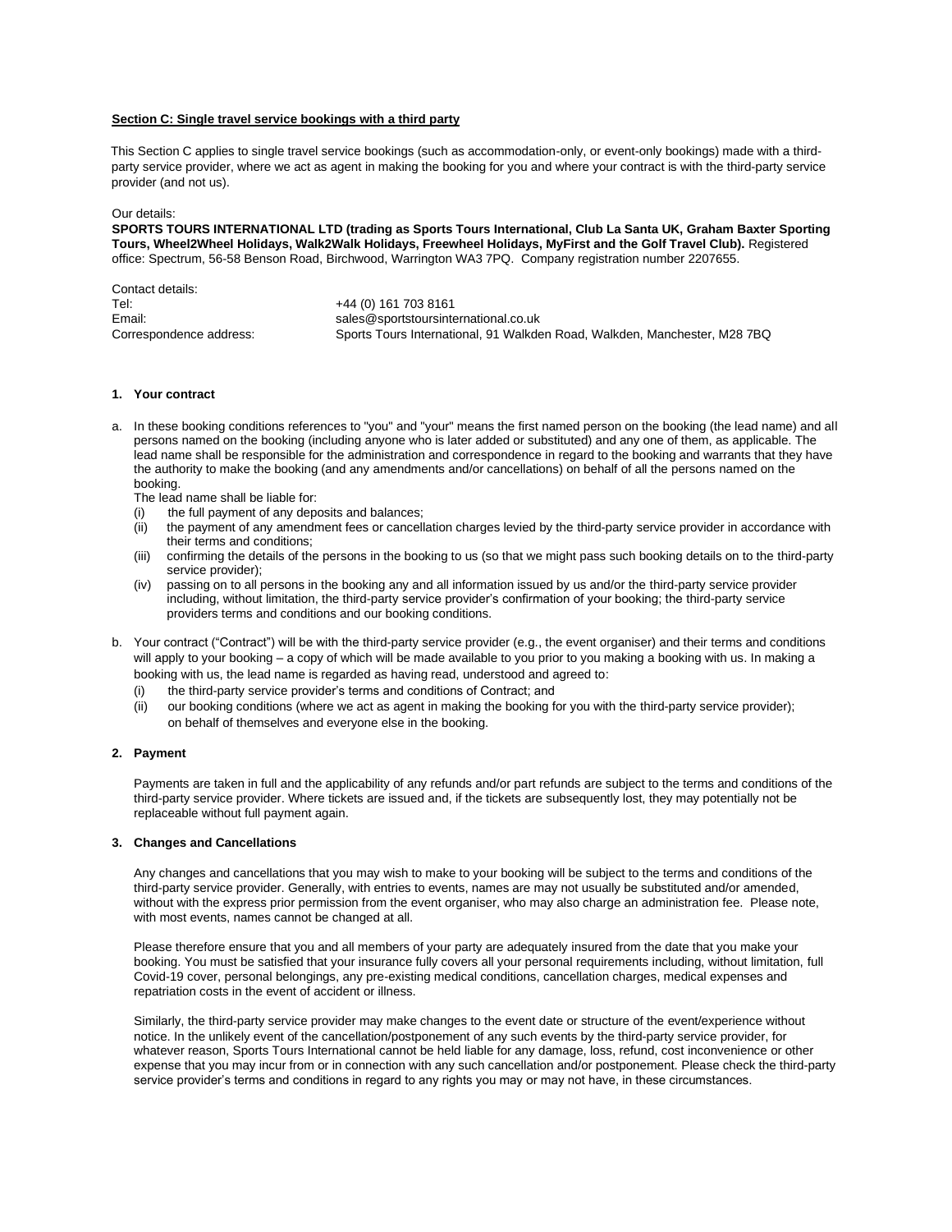**Section C: Single travel service bookings with a third party**

This Section C applies to single travel service bookings (such as accommodation-only, or event-only bookings) made with a third-party service provider, where we act as agent in making the booking for you and where your contract is with the third-party service provider (and not us).

Our details:
**SPORTS TOURS INTERNATIONAL LTD (trading as Sports Tours International, Club La Santa UK, Graham Baxter Sporting Tours, Wheel2Wheel Holidays, Walk2Walk Holidays, Freewheel Holidays, MyFirst and the Golf Travel Club).** Registered office: Spectrum, 56-58 Benson Road, Birchwood, Warrington WA3 7PQ. Company registration number 2207655.

Contact details:

| | |
|---|---|
| Tel: | +44 (0) 161 703 8161 |
| Email: | sales@sportstoursinternational.co.uk |
| Correspondence address: | Sports Tours International, 91 Walkden Road, Walkden, Manchester, M28 7BQ |

**1. Your contract**

a. In these booking conditions references to "you" and "your" means the first named person on the booking (the lead name) and all persons named on the booking (including anyone who is later added or substituted) and any one of them, as applicable. The lead name shall be responsible for the administration and correspondence in regard to the booking and warrants that they have the authority to make the booking (and any amendments and/or cancellations) on behalf of all the persons named on the booking.
The lead name shall be liable for:
   (i) the full payment of any deposits and balances;
   (ii) the payment of any amendment fees or cancellation charges levied by the third-party service provider in accordance with their terms and conditions;
   (iii) confirming the details of the persons in the booking to us (so that we might pass such booking details on to the third-party service provider);
   (iv) passing on to all persons in the booking any and all information issued by us and/or the third-party service provider including, without limitation, the third-party service provider's confirmation of your booking; the third-party service providers terms and conditions and our booking conditions.

b. Your contract ("Contract") will be with the third-party service provider (e.g., the event organiser) and their terms and conditions will apply to your booking – a copy of which will be made available to you prior to you making a booking with us. In making a booking with us, the lead name is regarded as having read, understood and agreed to:
   (i) the third-party service provider's terms and conditions of Contract; and
   (ii) our booking conditions (where we act as agent in making the booking for you with the third-party service provider);
   on behalf of themselves and everyone else in the booking.

**2. Payment**

Payments are taken in full and the applicability of any refunds and/or part refunds are subject to the terms and conditions of the third-party service provider. Where tickets are issued and, if the tickets are subsequently lost, they may potentially not be replaceable without full payment again.

**3. Changes and Cancellations**

Any changes and cancellations that you may wish to make to your booking will be subject to the terms and conditions of the third-party service provider. Generally, with entries to events, names are may not usually be substituted and/or amended, without with the express prior permission from the event organiser, who may also charge an administration fee. Please note, with most events, names cannot be changed at all.

Please therefore ensure that you and all members of your party are adequately insured from the date that you make your booking. You must be satisfied that your insurance fully covers all your personal requirements including, without limitation, full Covid-19 cover, personal belongings, any pre-existing medical conditions, cancellation charges, medical expenses and repatriation costs in the event of accident or illness.

Similarly, the third-party service provider may make changes to the event date or structure of the event/experience without notice. In the unlikely event of the cancellation/postponement of any such events by the third-party service provider, for whatever reason, Sports Tours International cannot be held liable for any damage, loss, refund, cost inconvenience or other expense that you may incur from or in connection with any such cancellation and/or postponement. Please check the third-party service provider's terms and conditions in regard to any rights you may or may not have, in these circumstances.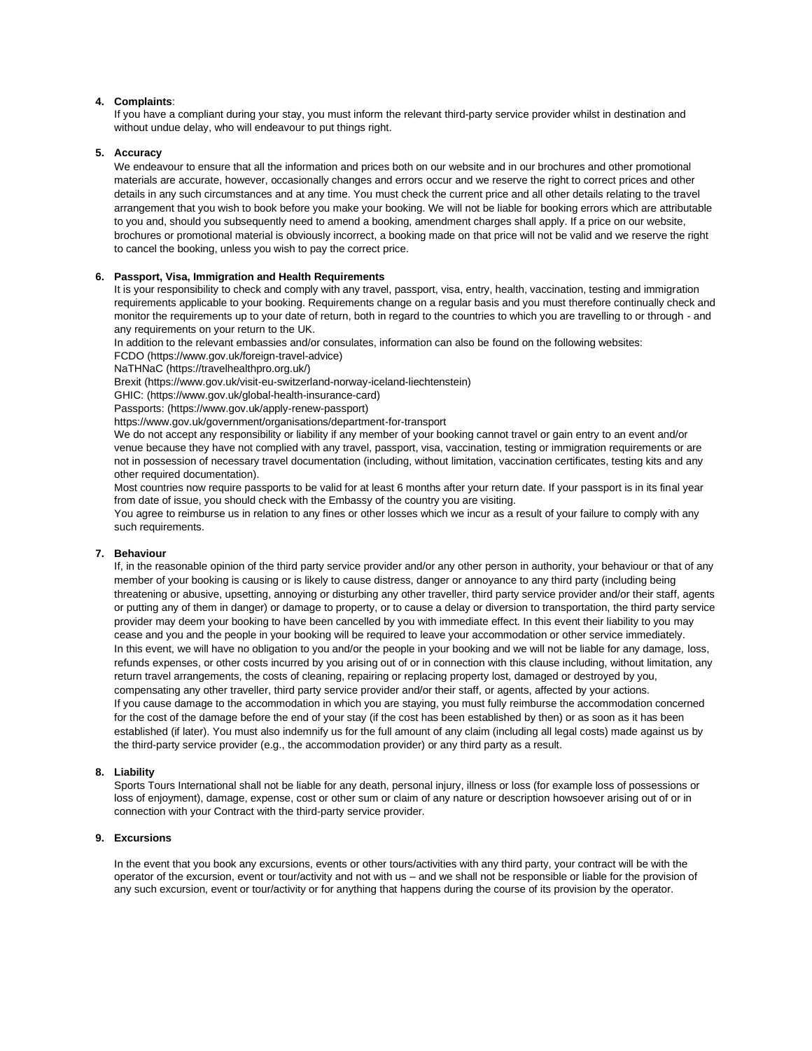4. **Complaints**:

   If you have a compliant during your stay, you must inform the relevant third-party service provider whilst in destination and without undue delay, who will endeavour to put things right.

5. **Accuracy**

   We endeavour to ensure that all the information and prices both on our website and in our brochures and other promotional materials are accurate, however, occasionally changes and errors occur and we reserve the right to correct prices and other details in any such circumstances and at any time. You must check the current price and all other details relating to the travel arrangement that you wish to book before you make your booking. We will not be liable for booking errors which are attributable to you and, should you subsequently need to amend a booking, amendment charges shall apply. If a price on our website, brochures or promotional material is obviously incorrect, a booking made on that price will not be valid and we reserve the right to cancel the booking, unless you wish to pay the correct price.

6. **Passport, Visa, Immigration and Health Requirements**

   It is your responsibility to check and comply with any travel, passport, visa, entry, health, vaccination, testing and immigration requirements applicable to your booking. Requirements change on a regular basis and you must therefore continually check and monitor the requirements up to your date of return, both in regard to the countries to which you are travelling to or through - and any requirements on your return to the UK.

   In addition to the relevant embassies and/or consulates, information can also be found on the following websites:

   FCDO (https://www.gov.uk/foreign-travel-advice)

   NaTHNaC (https://travelhealthpro.org.uk/)

   Brexit (https://www.gov.uk/visit-eu-switzerland-norway-iceland-liechtenstein)

   GHIC: (https://www.gov.uk/global-health-insurance-card)

   Passports: (https://www.gov.uk/apply-renew-passport)

   https://www.gov.uk/government/organisations/department-for-transport

   We do not accept any responsibility or liability if any member of your booking cannot travel or gain entry to an event and/or venue because they have not complied with any travel, passport, visa, vaccination, testing or immigration requirements or are not in possession of necessary travel documentation (including, without limitation, vaccination certificates, testing kits and any other required documentation).

   Most countries now require passports to be valid for at least 6 months after your return date. If your passport is in its final year from date of issue, you should check with the Embassy of the country you are visiting.

   You agree to reimburse us in relation to any fines or other losses which we incur as a result of your failure to comply with any such requirements.

7. **Behaviour**

   If, in the reasonable opinion of the third party service provider and/or any other person in authority, your behaviour or that of any member of your booking is causing or is likely to cause distress, danger or annoyance to any third party (including being threatening or abusive, upsetting, annoying or disturbing any other traveller, third party service provider and/or their staff, agents or putting any of them in danger) or damage to property, or to cause a delay or diversion to transportation, the third party service provider may deem your booking to have been cancelled by you with immediate effect. In this event their liability to you may cease and you and the people in your booking will be required to leave your accommodation or other service immediately.

   In this event, we will have no obligation to you and/or the people in your booking and we will not be liable for any damage, loss, refunds expenses, or other costs incurred by you arising out of or in connection with this clause including, without limitation, any return travel arrangements, the costs of cleaning, repairing or replacing property lost, damaged or destroyed by you, compensating any other traveller, third party service provider and/or their staff, or agents, affected by your actions.

   If you cause damage to the accommodation in which you are staying, you must fully reimburse the accommodation concerned for the cost of the damage before the end of your stay (if the cost has been established by then) or as soon as it has been established (if later). You must also indemnify us for the full amount of any claim (including all legal costs) made against us by the third-party service provider (e.g., the accommodation provider) or any third party as a result.

8. **Liability**

   Sports Tours International shall not be liable for any death, personal injury, illness or loss (for example loss of possessions or loss of enjoyment), damage, expense, cost or other sum or claim of any nature or description howsoever arising out of or in connection with your Contract with the third-party service provider.

9. **Excursions**

   In the event that you book any excursions, events or other tours/activities with any third party, your contract will be with the operator of the excursion, event or tour/activity and not with us – and we shall not be responsible or liable for the provision of any such excursion, event or tour/activity or for anything that happens during the course of its provision by the operator.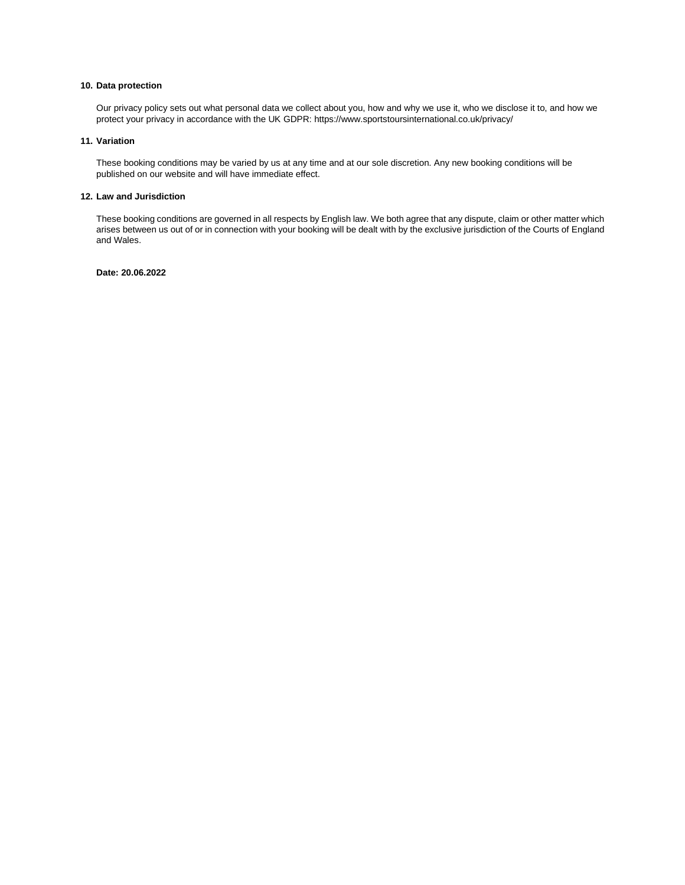## 10. Data protection

Our privacy policy sets out what personal data we collect about you, how and why we use it, who we disclose it to, and how we protect your privacy in accordance with the UK GDPR: https://www.sportstoursinternational.co.uk/privacy/

## 11. Variation

These booking conditions may be varied by us at any time and at our sole discretion. Any new booking conditions will be published on our website and will have immediate effect.

## 12. Law and Jurisdiction

These booking conditions are governed in all respects by English law. We both agree that any dispute, claim or other matter which arises between us out of or in connection with your booking will be dealt with by the exclusive jurisdiction of the Courts of England and Wales.

**Date: 20.06.2022**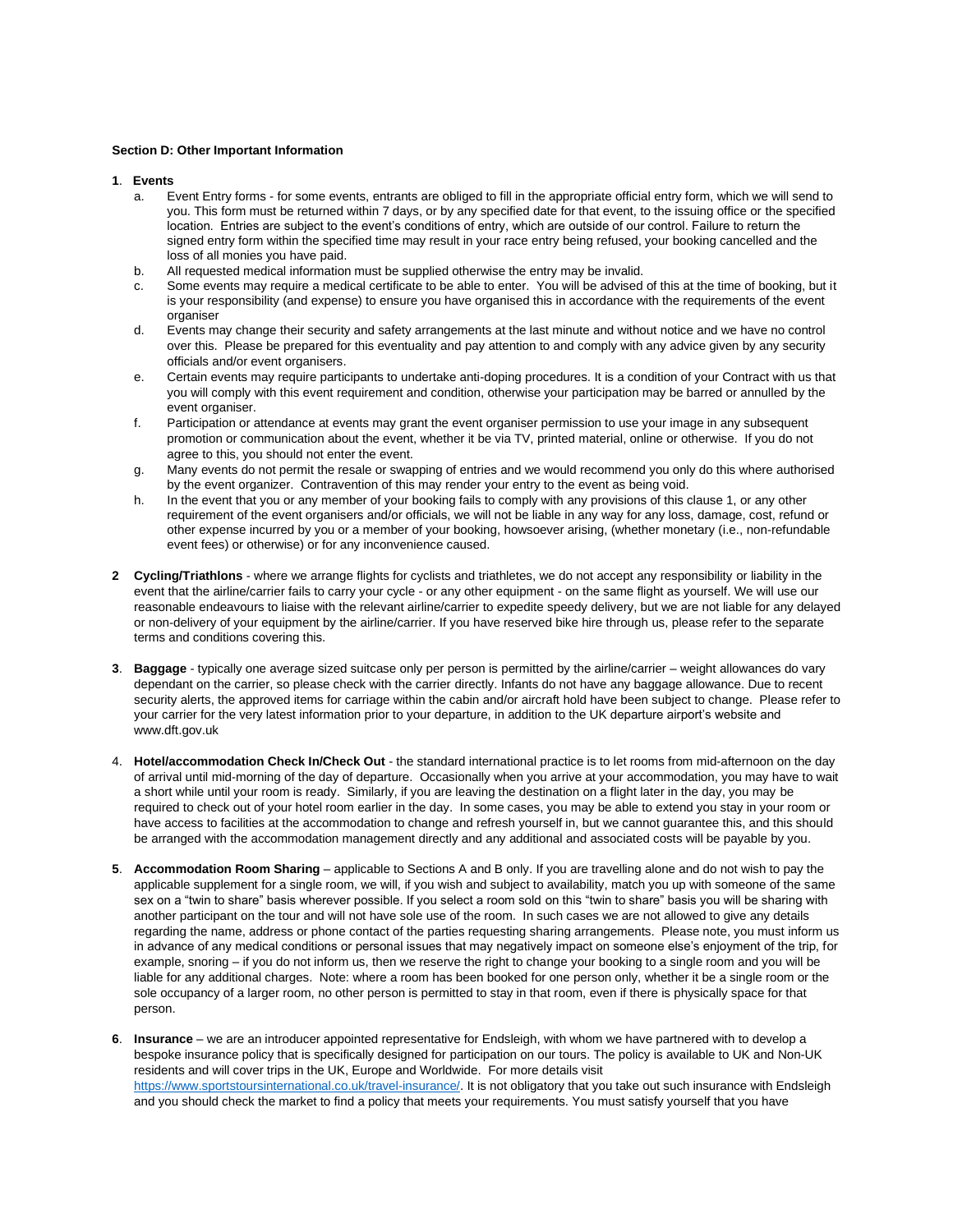**Section D: Other Important Information**

**1**. **Events**

a. Event Entry forms - for some events, entrants are obliged to fill in the appropriate official entry form, which we will send to you. This form must be returned within 7 days, or by any specified date for that event, to the issuing office or the specified location. Entries are subject to the event's conditions of entry, which are outside of our control. Failure to return the signed entry form within the specified time may result in your race entry being refused, your booking cancelled and the loss of all monies you have paid.

b. All requested medical information must be supplied otherwise the entry may be invalid.

c. Some events may require a medical certificate to be able to enter. You will be advised of this at the time of booking, but it is your responsibility (and expense) to ensure you have organised this in accordance with the requirements of the event organiser

d. Events may change their security and safety arrangements at the last minute and without notice and we have no control over this. Please be prepared for this eventuality and pay attention to and comply with any advice given by any security officials and/or event organisers.

e. Certain events may require participants to undertake anti-doping procedures. It is a condition of your Contract with us that you will comply with this event requirement and condition, otherwise your participation may be barred or annulled by the event organiser.

f. Participation or attendance at events may grant the event organiser permission to use your image in any subsequent promotion or communication about the event, whether it be via TV, printed material, online or otherwise. If you do not agree to this, you should not enter the event.

g. Many events do not permit the resale or swapping of entries and we would recommend you only do this where authorised by the event organizer. Contravention of this may render your entry to the event as being void.

h. In the event that you or any member of your booking fails to comply with any provisions of this clause 1, or any other requirement of the event organisers and/or officials, we will not be liable in any way for any loss, damage, cost, refund or other expense incurred by you or a member of your booking, howsoever arising, (whether monetary (i.e., non-refundable event fees) or otherwise) or for any inconvenience caused.

**2** **Cycling/Triathlons** - where we arrange flights for cyclists and triathletes, we do not accept any responsibility or liability in the event that the airline/carrier fails to carry your cycle - or any other equipment - on the same flight as yourself. We will use our reasonable endeavours to liaise with the relevant airline/carrier to expedite speedy delivery, but we are not liable for any delayed or non-delivery of your equipment by the airline/carrier. If you have reserved bike hire through us, please refer to the separate terms and conditions covering this.

**3**. **Baggage** - typically one average sized suitcase only per person is permitted by the airline/carrier – weight allowances do vary dependant on the carrier, so please check with the carrier directly. Infants do not have any baggage allowance. Due to recent security alerts, the approved items for carriage within the cabin and/or aircraft hold have been subject to change. Please refer to your carrier for the very latest information prior to your departure, in addition to the UK departure airport's website and www.dft.gov.uk

4. **Hotel/accommodation Check In/Check Out** - the standard international practice is to let rooms from mid-afternoon on the day of arrival until mid-morning of the day of departure. Occasionally when you arrive at your accommodation, you may have to wait a short while until your room is ready. Similarly, if you are leaving the destination on a flight later in the day, you may be required to check out of your hotel room earlier in the day. In some cases, you may be able to extend you stay in your room or have access to facilities at the accommodation to change and refresh yourself in, but we cannot guarantee this, and this should be arranged with the accommodation management directly and any additional and associated costs will be payable by you.

**5**. **Accommodation Room Sharing** – applicable to Sections A and B only. If you are travelling alone and do not wish to pay the applicable supplement for a single room, we will, if you wish and subject to availability, match you up with someone of the same sex on a "twin to share" basis wherever possible. If you select a room sold on this "twin to share" basis you will be sharing with another participant on the tour and will not have sole use of the room. In such cases we are not allowed to give any details regarding the name, address or phone contact of the parties requesting sharing arrangements. Please note, you must inform us in advance of any medical conditions or personal issues that may negatively impact on someone else's enjoyment of the trip, for example, snoring – if you do not inform us, then we reserve the right to change your booking to a single room and you will be liable for any additional charges. Note: where a room has been booked for one person only, whether it be a single room or the sole occupancy of a larger room, no other person is permitted to stay in that room, even if there is physically space for that person.

**6**. **Insurance** – we are an introducer appointed representative for Endsleigh, with whom we have partnered with to develop a bespoke insurance policy that is specifically designed for participation on our tours. The policy is available to UK and Non-UK residents and will cover trips in the UK, Europe and Worldwide. For more details visit https://www.sportstoursinternational.co.uk/travel-insurance/. It is not obligatory that you take out such insurance with Endsleigh and you should check the market to find a policy that meets your requirements. You must satisfy yourself that you have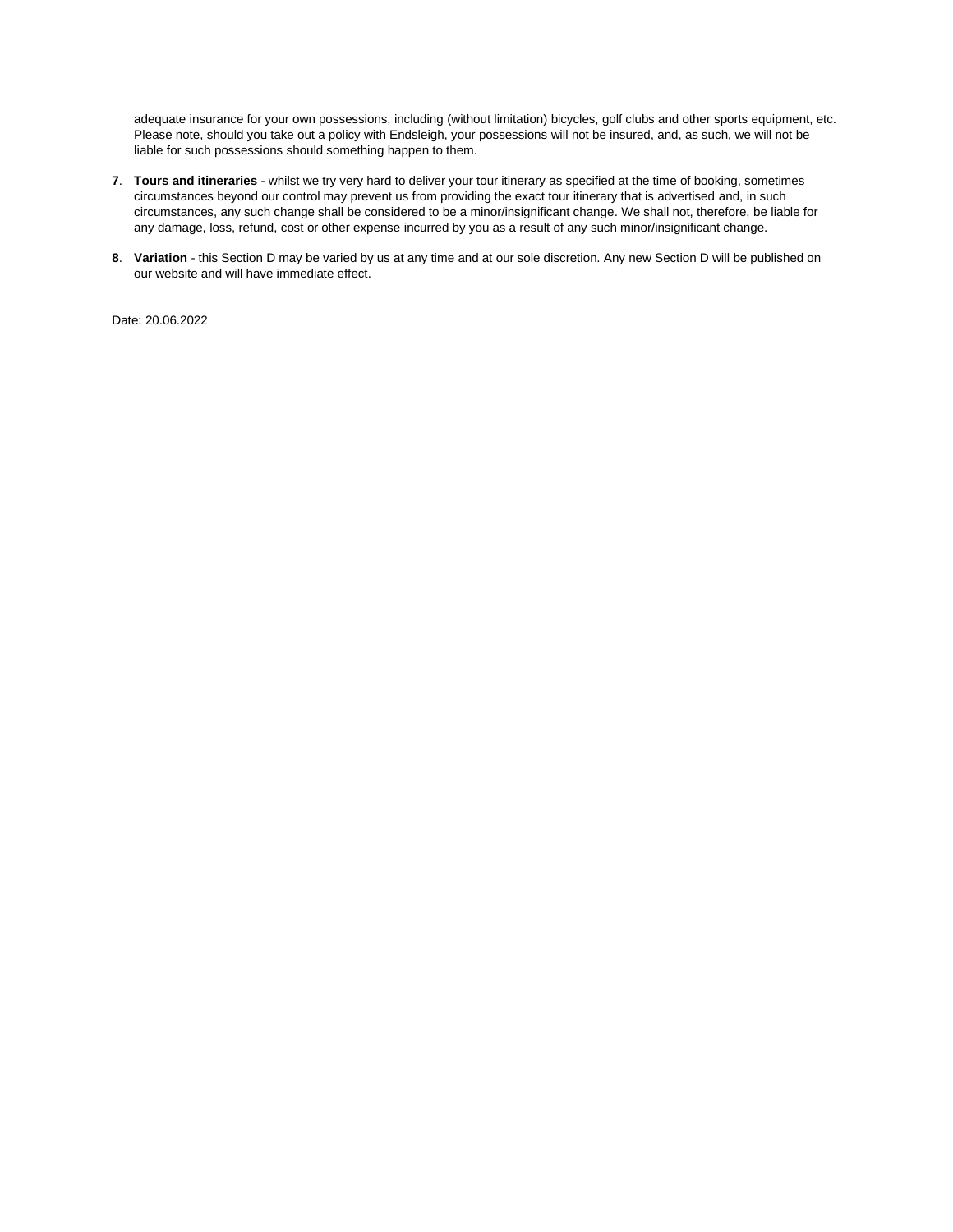adequate insurance for your own possessions, including (without limitation) bicycles, golf clubs and other sports equipment, etc. Please note, should you take out a policy with Endsleigh, your possessions will not be insured, and, as such, we will not be liable for such possessions should something happen to them.

**7**. **Tours and itineraries** - whilst we try very hard to deliver your tour itinerary as specified at the time of booking, sometimes circumstances beyond our control may prevent us from providing the exact tour itinerary that is advertised and, in such circumstances, any such change shall be considered to be a minor/insignificant change. We shall not, therefore, be liable for any damage, loss, refund, cost or other expense incurred by you as a result of any such minor/insignificant change.

**8**. **Variation** - this Section D may be varied by us at any time and at our sole discretion. Any new Section D will be published on our website and will have immediate effect.

Date: 20.06.2022